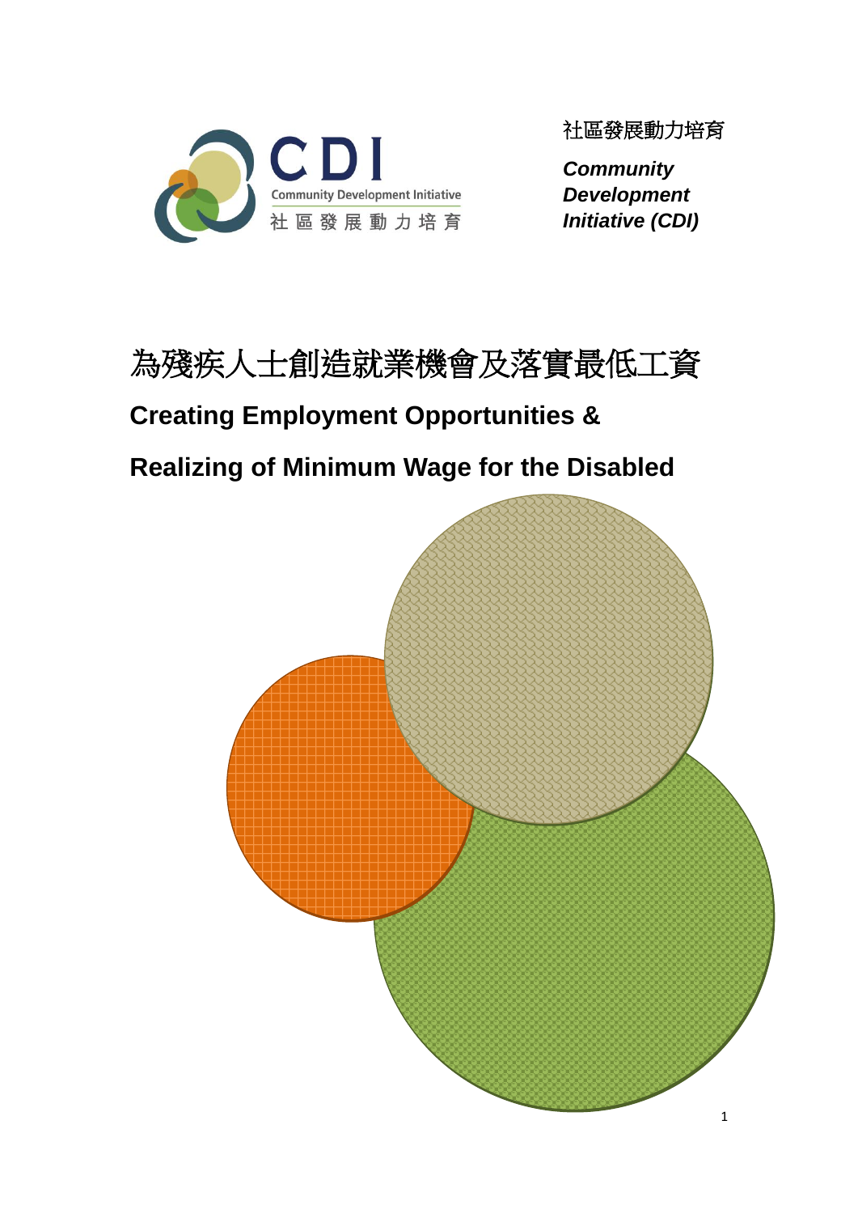社區發展動力培育

***Community Development Initiative (CDI)***

# 為殘疾人士創造就業機會及落實最低工資

## Creating Employment Opportunities &

## Realizing of Minimum Wage for the Disabled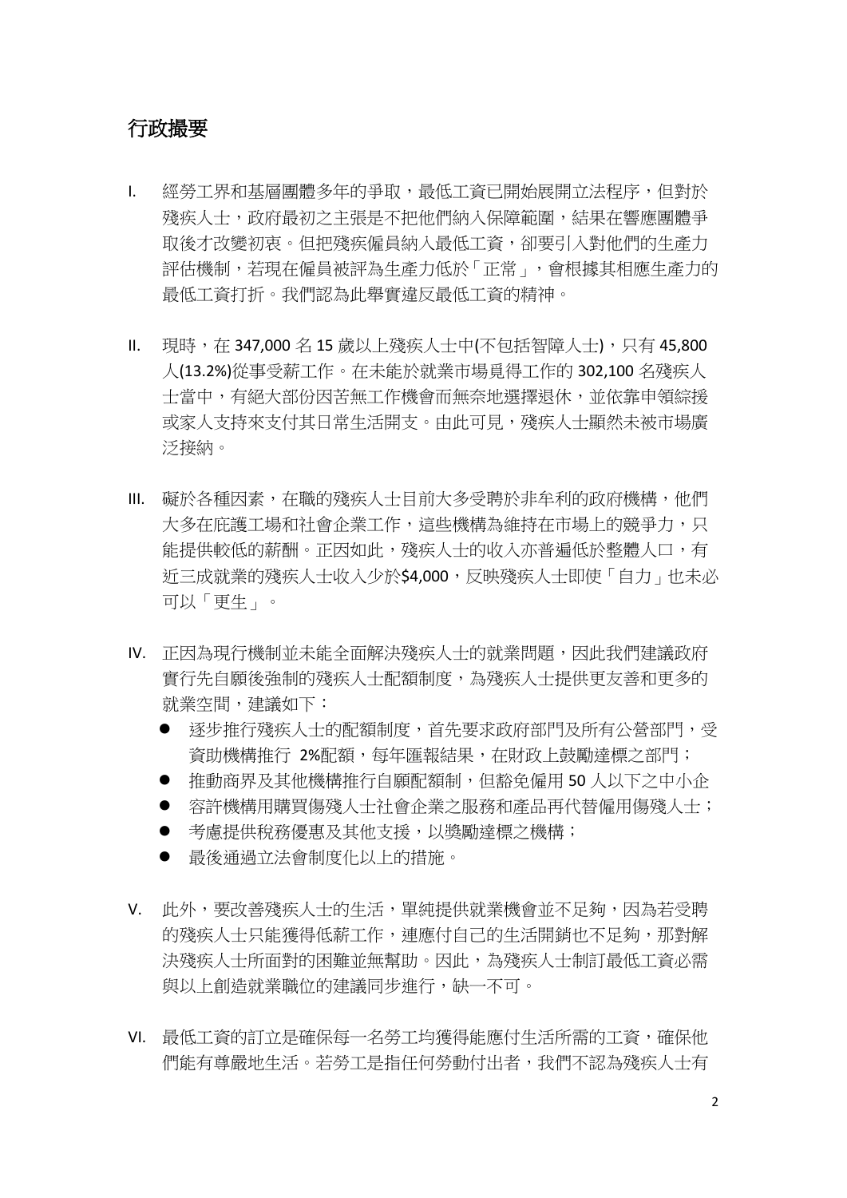# 行政撮要

I. 經勞工界和基層團體多年的爭取，最低工資已開始展開立法程序，但對於殘疾人士，政府最初之主張是不把他們納入保障範圍，結果在響應團體爭取後才改變初衷。但把殘疾僱員納入最低工資，卻要引入對他們的生產力評估機制，若現在僱員被評為生產力低於「正常」，會根據其相應生產力的最低工資打折。我們認為此舉實違反最低工資的精神。

II. 現時，在 347,000 名 15 歲以上殘疾人士中(不包括智障人士)，只有 45,800 人(13.2%)從事受薪工作。在未能於就業市場覓得工作的 302,100 名殘疾人士當中，有絕大部份因苦無工作機會而無奈地選擇退休，並依靠申領綜援或家人支持來支付其日常生活開支。由此可見，殘疾人士顯然未被市場廣泛接納。

III. 礙於各種因素，在職的殘疾人士目前大多受聘於非牟利的政府機構，他們大多在庇護工場和社會企業工作，這些機構為維持在市場上的競爭力，只能提供較低的薪酬。正因如此，殘疾人士的收入亦普遍低於整體人口，有近三成就業的殘疾人士收入少於$4,000，反映殘疾人士即使「自力」也未必可以「更生」。

IV. 正因為現行機制並未能全面解決殘疾人士的就業問題，因此我們建議政府實行先自願後強制的殘疾人士配額制度，為殘疾人士提供更友善和更多的就業空間，建議如下：

- 逐步推行殘疾人士的配額制度，首先要求政府部門及所有公營部門，受資助機構推行 2%配額，每年匯報結果，在財政上鼓勵達標之部門；
- 推動商界及其他機構推行自願配額制，但豁免僱用 50 人以下之中小企
- 容許機構用購買傷殘人士社會企業之服務和產品再代替僱用傷殘人士；
- 考慮提供稅務優惠及其他支援，以獎勵達標之機構；
- 最後通過立法會制度化以上的措施。

V. 此外，要改善殘疾人士的生活，單純提供就業機會並不足夠，因為若受聘的殘疾人士只能獲得低薪工作，連應付自己的生活開銷也不足夠，那對解決殘疾人士所面對的困難並無幫助。因此，為殘疾人士制訂最低工資必需與以上創造就業職位的建議同步進行，缺一不可。

VI. 最低工資的訂立是確保每一名勞工均獲得能應付生活所需的工資，確保他們能有尊嚴地生活。若勞工是指任何勞動付出者，我們不認為殘疾人士有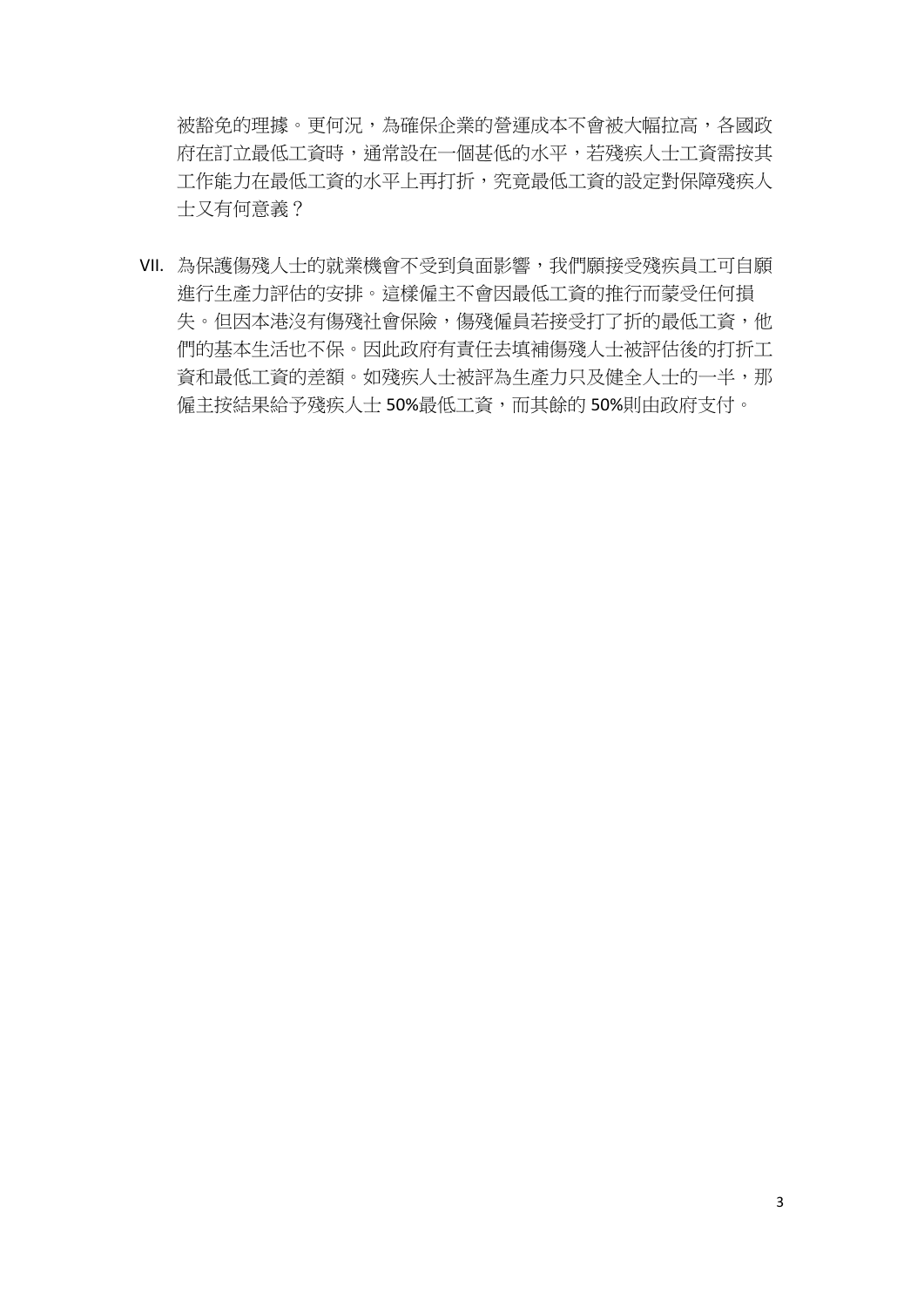被豁免的理據。更何況，為確保企業的營運成本不會被大幅拉高，各國政府在訂立最低工資時，通常設在一個甚低的水平，若殘疾人士工資需按其工作能力在最低工資的水平上再打折，究竟最低工資的設定對保障殘疾人士又有何意義？

VII. 為保護傷殘人士的就業機會不受到負面影響，我們願接受殘疾員工可自願進行生產力評估的安排。這樣僱主不會因最低工資的推行而蒙受任何損失。但因本港沒有傷殘社會保險，傷殘僱員若接受打了折的最低工資，他們的基本生活也不保。因此政府有責任去填補傷殘人士被評估後的打折工資和最低工資的差額。如殘疾人士被評為生產力只及健全人士的一半，那僱主按結果給予殘疾人士 50%最低工資，而其餘的 50%則由政府支付。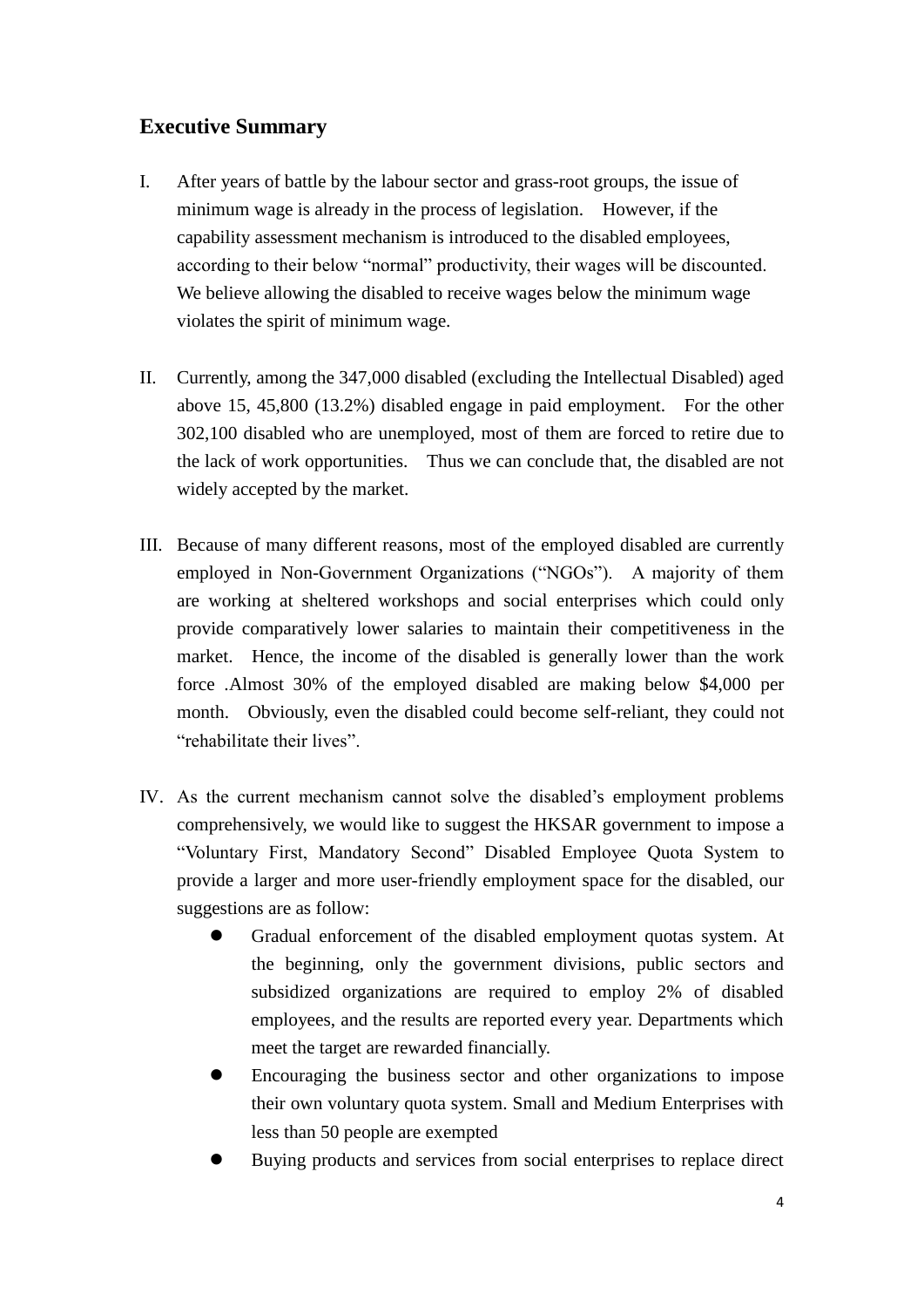## Executive Summary

I. After years of battle by the labour sector and grass-root groups, the issue of minimum wage is already in the process of legislation. However, if the capability assessment mechanism is introduced to the disabled employees, according to their below "normal" productivity, their wages will be discounted. We believe allowing the disabled to receive wages below the minimum wage violates the spirit of minimum wage.

II. Currently, among the 347,000 disabled (excluding the Intellectual Disabled) aged above 15, 45,800 (13.2%) disabled engage in paid employment. For the other 302,100 disabled who are unemployed, most of them are forced to retire due to the lack of work opportunities. Thus we can conclude that, the disabled are not widely accepted by the market.

III. Because of many different reasons, most of the employed disabled are currently employed in Non-Government Organizations ("NGOs"). A majority of them are working at sheltered workshops and social enterprises which could only provide comparatively lower salaries to maintain their competitiveness in the market. Hence, the income of the disabled is generally lower than the work force .Almost 30% of the employed disabled are making below $4,000 per month. Obviously, even the disabled could become self-reliant, they could not "rehabilitate their lives".

IV. As the current mechanism cannot solve the disabled's employment problems comprehensively, we would like to suggest the HKSAR government to impose a "Voluntary First, Mandatory Second" Disabled Employee Quota System to provide a larger and more user-friendly employment space for the disabled, our suggestions are as follow:

   - Gradual enforcement of the disabled employment quotas system. At the beginning, only the government divisions, public sectors and subsidized organizations are required to employ 2% of disabled employees, and the results are reported every year. Departments which meet the target are rewarded financially.
   - Encouraging the business sector and other organizations to impose their own voluntary quota system. Small and Medium Enterprises with less than 50 people are exempted
   - Buying products and services from social enterprises to replace direct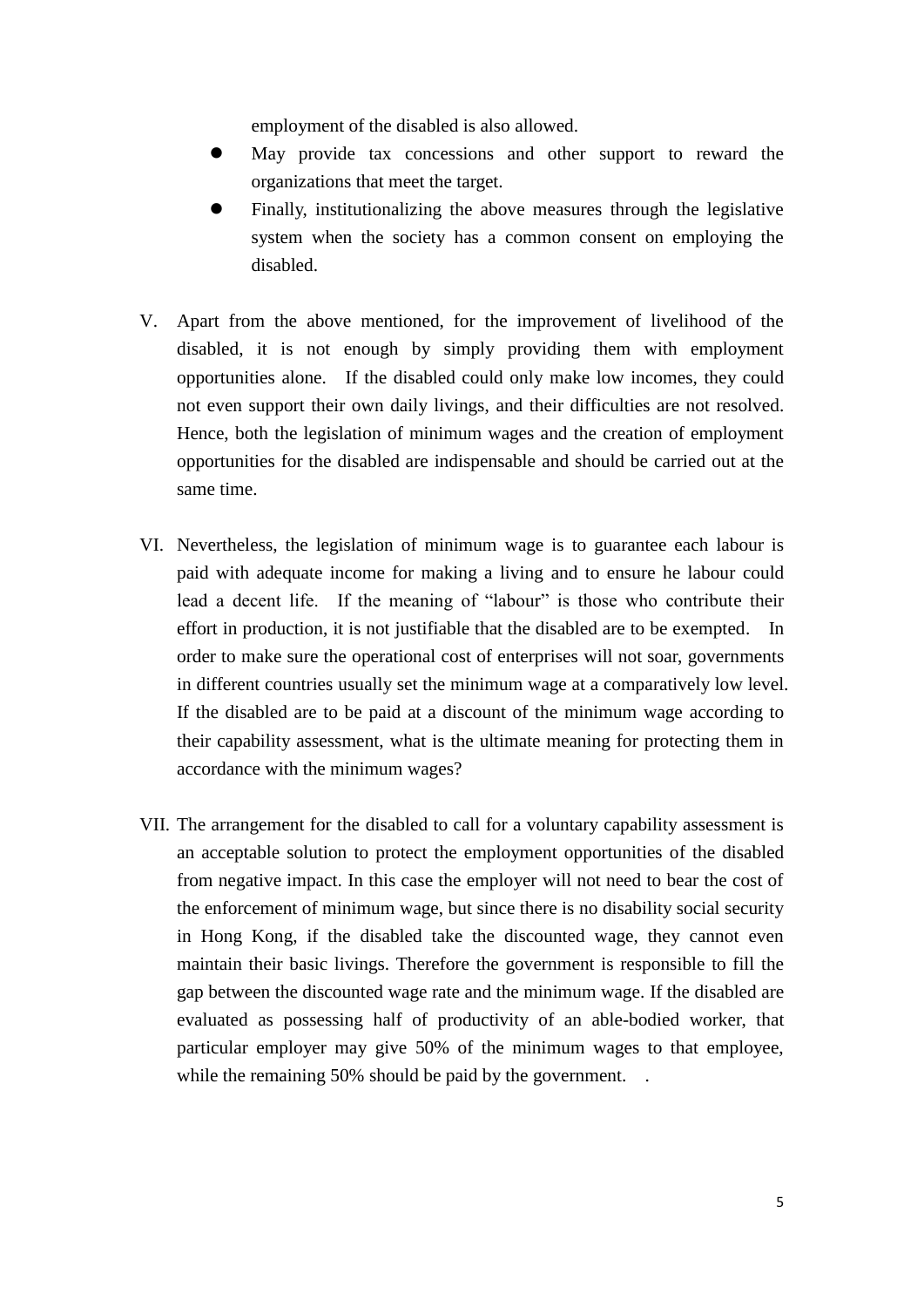employment of the disabled is also allowed.

- May provide tax concessions and other support to reward the organizations that meet the target.
- Finally, institutionalizing the above measures through the legislative system when the society has a common consent on employing the disabled.

V. Apart from the above mentioned, for the improvement of livelihood of the disabled, it is not enough by simply providing them with employment opportunities alone. If the disabled could only make low incomes, they could not even support their own daily livings, and their difficulties are not resolved. Hence, both the legislation of minimum wages and the creation of employment opportunities for the disabled are indispensable and should be carried out at the same time.

VI. Nevertheless, the legislation of minimum wage is to guarantee each labour is paid with adequate income for making a living and to ensure he labour could lead a decent life. If the meaning of "labour" is those who contribute their effort in production, it is not justifiable that the disabled are to be exempted. In order to make sure the operational cost of enterprises will not soar, governments in different countries usually set the minimum wage at a comparatively low level. If the disabled are to be paid at a discount of the minimum wage according to their capability assessment, what is the ultimate meaning for protecting them in accordance with the minimum wages?

VII. The arrangement for the disabled to call for a voluntary capability assessment is an acceptable solution to protect the employment opportunities of the disabled from negative impact. In this case the employer will not need to bear the cost of the enforcement of minimum wage, but since there is no disability social security in Hong Kong, if the disabled take the discounted wage, they cannot even maintain their basic livings. Therefore the government is responsible to fill the gap between the discounted wage rate and the minimum wage. If the disabled are evaluated as possessing half of productivity of an able-bodied worker, that particular employer may give 50% of the minimum wages to that employee, while the remaining 50% should be paid by the government. .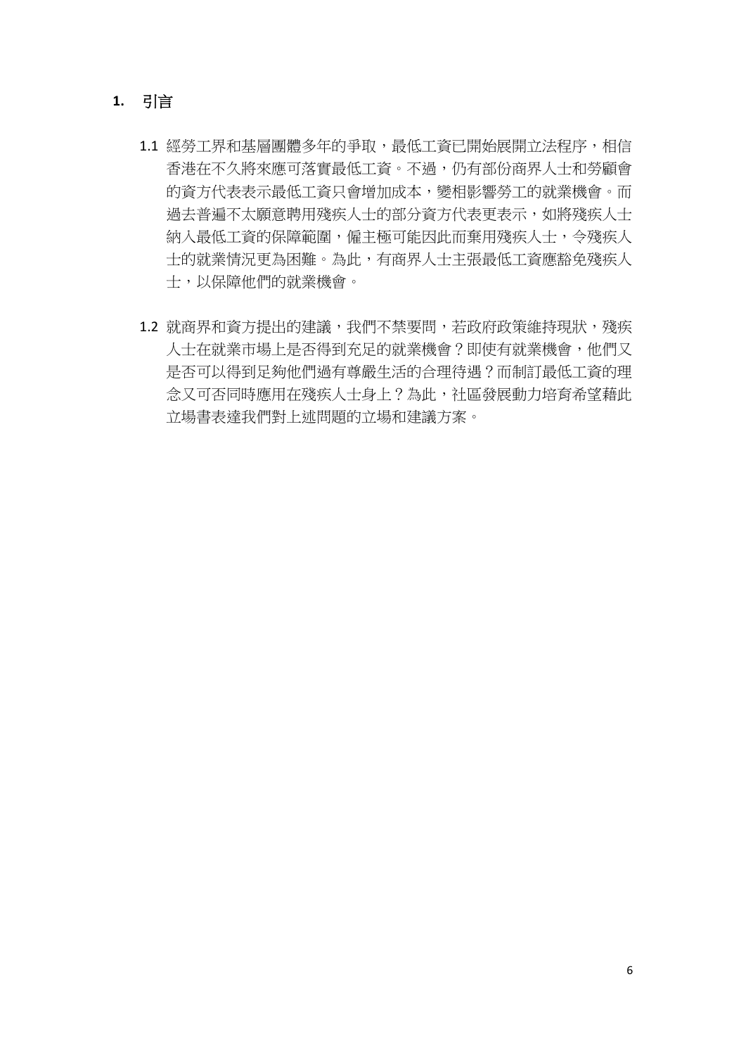## 1. 引言

1.1 經勞工界和基層團體多年的爭取，最低工資已開始展開立法程序，相信香港在不久將來應可落實最低工資。不過，仍有部份商界人士和勞顧會的資方代表表示最低工資只會增加成本，變相影響勞工的就業機會。而過去普遍不太願意聘用殘疾人士的部分資方代表更表示，如將殘疾人士納入最低工資的保障範圍，僱主極可能因此而棄用殘疾人士，令殘疾人士的就業情況更為困難。為此，有商界人士主張最低工資應豁免殘疾人士，以保障他們的就業機會。

1.2 就商界和資方提出的建議，我們不禁要問，若政府政策維持現狀，殘疾人士在就業市場上是否得到充足的就業機會？即使有就業機會，他們又是否可以得到足夠他們過有尊嚴生活的合理待遇？而制訂最低工資的理念又可否同時應用在殘疾人士身上？為此，社區發展動力培育希望藉此立場書表達我們對上述問題的立場和建議方案。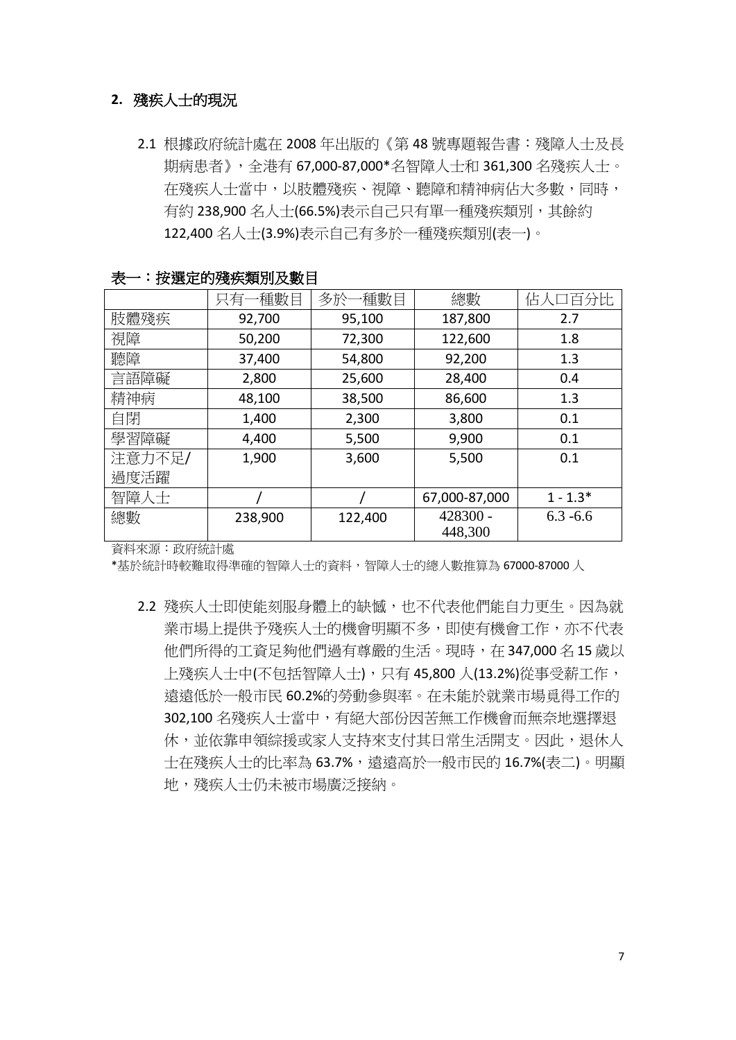## 2. 殘疾人士的現況

2.1 根據政府統計處在 2008 年出版的《第 48 號專題報告書：殘障人士及長期病患者》，全港有 67,000-87,000*名智障人士和 361,300 名殘疾人士。在殘疾人士當中，以肢體殘疾、視障、聽障和精神病佔大多數，同時，有約 238,900 名人士(66.5%)表示自己只有單一種殘疾類別，其餘約 122,400 名人士(3.9%)表示自己有多於一種殘疾類別(表一)。

**表一：按選定的殘疾類別及數目**

| | 只有一種數目 | 多於一種數目 | 總數 | 佔人口百分比 |
|---|---|---|---|---|
| 肢體殘疾 | 92,700 | 95,100 | 187,800 | 2.7 |
| 視障 | 50,200 | 72,300 | 122,600 | 1.8 |
| 聽障 | 37,400 | 54,800 | 92,200 | 1.3 |
| 言語障礙 | 2,800 | 25,600 | 28,400 | 0.4 |
| 精神病 | 48,100 | 38,500 | 86,600 | 1.3 |
| 自閉 | 1,400 | 2,300 | 3,800 | 0.1 |
| 學習障礙 | 4,400 | 5,500 | 9,900 | 0.1 |
| 注意力不足/過度活躍 | 1,900 | 3,600 | 5,500 | 0.1 |
| 智障人士 | / | / | 67,000-87,000 | 1 - 1.3* |
| 總數 | 238,900 | 122,400 | 428300 - 448,300 | 6.3 -6.6 |

資料來源：政府統計處

*基於統計時較難取得準確的智障人士的資料，智障人士的總人數推算為 67000-87000 人

2.2 殘疾人士即使能刻服身體上的缺憾，也不代表他們能自力更生。因為就業市場上提供予殘疾人士的機會明顯不多，即使有機會工作，亦不代表他們所得的工資足夠他們過有尊嚴的生活。現時，在 347,000 名 15 歲以上殘疾人士中(不包括智障人士)，只有 45,800 人(13.2%)從事受薪工作，遠遠低於一般市民 60.2%的勞動參與率。在未能於就業市場覓得工作的 302,100 名殘疾人士當中，有絕大部份因苦無工作機會而無奈地選擇退休，並依靠申領綜援或家人支持來支付其日常生活開支。因此，退休人士在殘疾人士的比率為 63.7%，遠遠高於一般市民的 16.7%(表二)。明顯地，殘疾人士仍未被市場廣泛接納。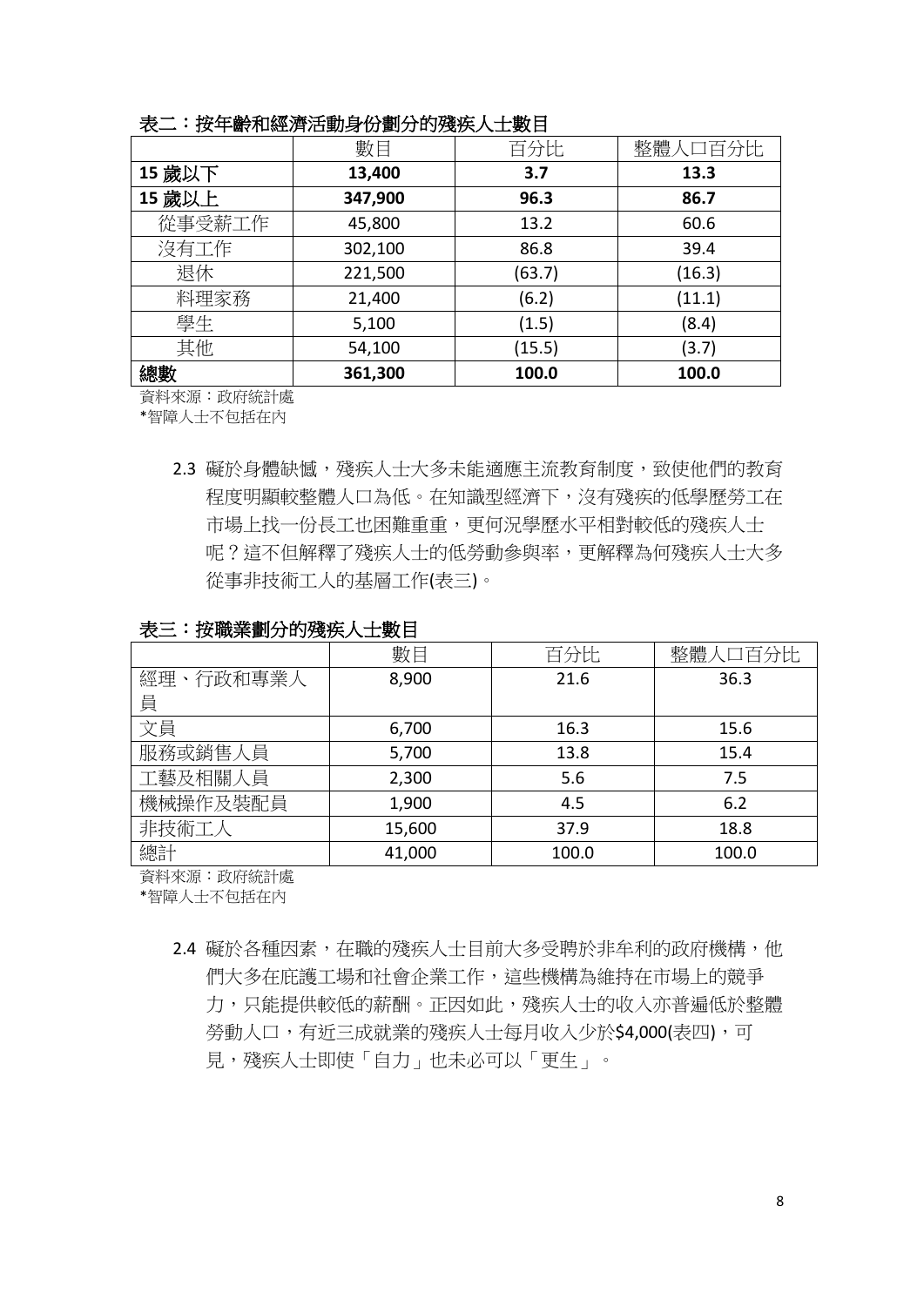**表二：按年齡和經濟活動身份劃分的殘疾人士數目**

| | 數目 | 百分比 | 整體人口百分比 |
|---|---|---|---|
| **15 歲以下** | **13,400** | **3.7** | **13.3** |
| **15 歲以上** | **347,900** | **96.3** | **86.7** |
| 從事受薪工作 | 45,800 | 13.2 | 60.6 |
| 沒有工作 | 302,100 | 86.8 | 39.4 |
| 退休 | 221,500 | (63.7) | (16.3) |
| 料理家務 | 21,400 | (6.2) | (11.1) |
| 學生 | 5,100 | (1.5) | (8.4) |
| 其他 | 54,100 | (15.5) | (3.7) |
| **總數** | **361,300** | **100.0** | **100.0** |

資料來源：政府統計處
*智障人士不包括在內

2.3 礙於身體缺憾，殘疾人士大多未能適應主流教育制度，致使他們的教育程度明顯較整體人口為低。在知識型經濟下，沒有殘疾的低學歷勞工在市場上找一份長工也困難重重，更何況學歷水平相對較低的殘疾人士呢？這不但解釋了殘疾人士的低勞動參與率，更解釋為何殘疾人士大多從事非技術工人的基層工作(表三)。

**表三：按職業劃分的殘疾人士數目**

| | 數目 | 百分比 | 整體人口百分比 |
|---|---|---|---|
| 經理、行政和專業人員 | 8,900 | 21.6 | 36.3 |
| 文員 | 6,700 | 16.3 | 15.6 |
| 服務或銷售人員 | 5,700 | 13.8 | 15.4 |
| 工藝及相關人員 | 2,300 | 5.6 | 7.5 |
| 機械操作及裝配員 | 1,900 | 4.5 | 6.2 |
| 非技術工人 | 15,600 | 37.9 | 18.8 |
| 總計 | 41,000 | 100.0 | 100.0 |

資料來源：政府統計處
*智障人士不包括在內

2.4 礙於各種因素，在職的殘疾人士目前大多受聘於非牟利的政府機構，他們大多在庇護工場和社會企業工作，這些機構為維持在市場上的競爭力，只能提供較低的薪酬。正因如此，殘疾人士的收入亦普遍低於整體勞動人口，有近三成就業的殘疾人士每月收入少於$4,000(表四)，可見，殘疾人士即使「自力」也未必可以「更生」。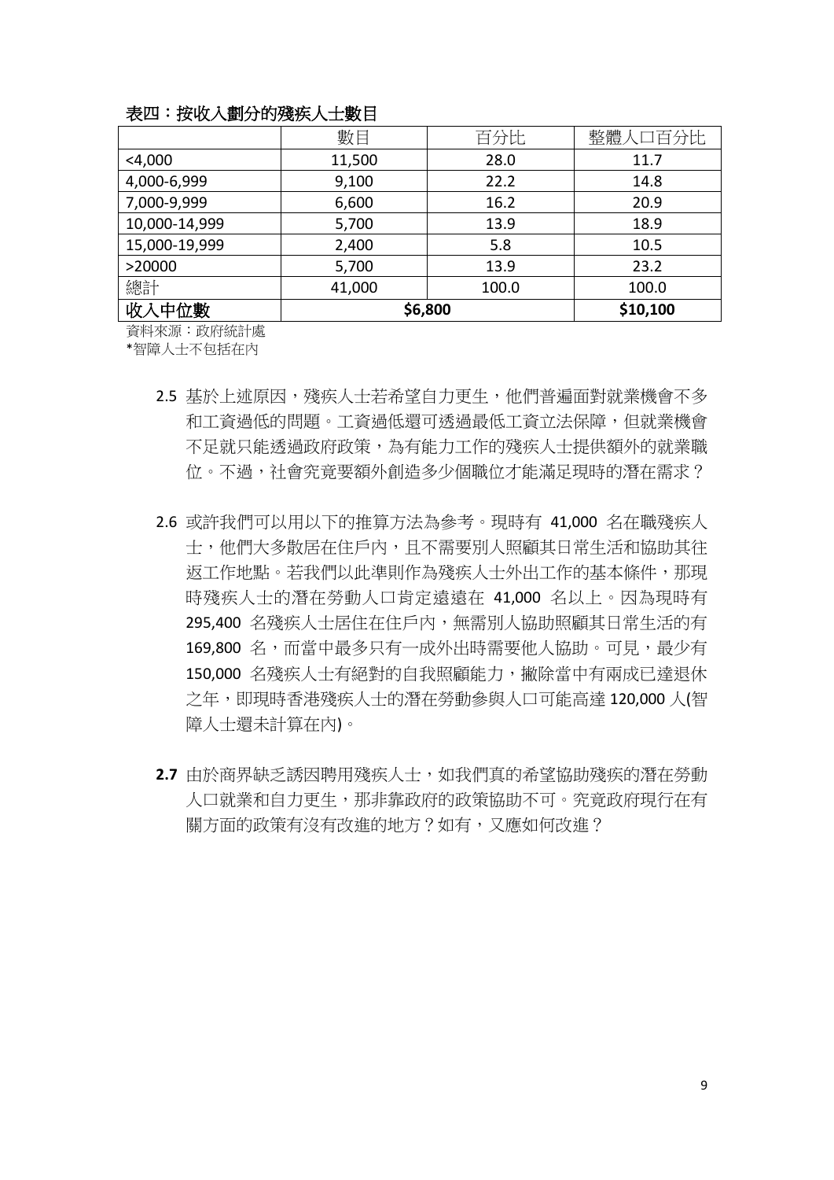**表四：按收入劃分的殘疾人士數目**

| | 數目 | 百分比 | 整體人口百分比 |
|---|---|---|---|
| <4,000 | 11,500 | 28.0 | 11.7 |
| 4,000-6,999 | 9,100 | 22.2 | 14.8 |
| 7,000-9,999 | 6,600 | 16.2 | 20.9 |
| 10,000-14,999 | 5,700 | 13.9 | 18.9 |
| 15,000-19,999 | 2,400 | 5.8 | 10.5 |
| >20000 | 5,700 | 13.9 | 23.2 |
| 總計 | 41,000 | 100.0 | 100.0 |
| **收入中位數** | **$6,800** | | **$10,100** |

資料來源：政府統計處

*智障人士不包括在內

2.5 基於上述原因，殘疾人士若希望自力更生，他們普遍面對就業機會不多和工資過低的問題。工資過低還可透過最低工資立法保障，但就業機會不足就只能透過政府政策，為有能力工作的殘疾人士提供額外的就業職位。不過，社會究竟要額外創造多少個職位才能滿足現時的潛在需求？

2.6 或許我們可以用以下的推算方法為參考。現時有 41,000 名在職殘疾人士，他們大多散居在住戶內，且不需要別人照顧其日常生活和協助其往返工作地點。若我們以此準則作為殘疾人士外出工作的基本條件，那現時殘疾人士的潛在勞動人口肯定遠遠在 41,000 名以上。因為現時有 295,400 名殘疾人士居住在住戶內，無需別人協助照顧其日常生活的有 169,800 名，而當中最多只有一成外出時需要他人協助。可見，最少有 150,000 名殘疾人士有絕對的自我照顧能力，撇除當中有兩成已達退休之年，即現時香港殘疾人士的潛在勞動參與人口可能高達 120,000 人(智障人士還未計算在內)。

**2.7** 由於商界缺乏誘因聘用殘疾人士，如我們真的希望協助殘疾的潛在勞動人口就業和自力更生，那非靠政府的政策協助不可。究竟政府現行在有關方面的政策有沒有改進的地方？如有，又應如何改進？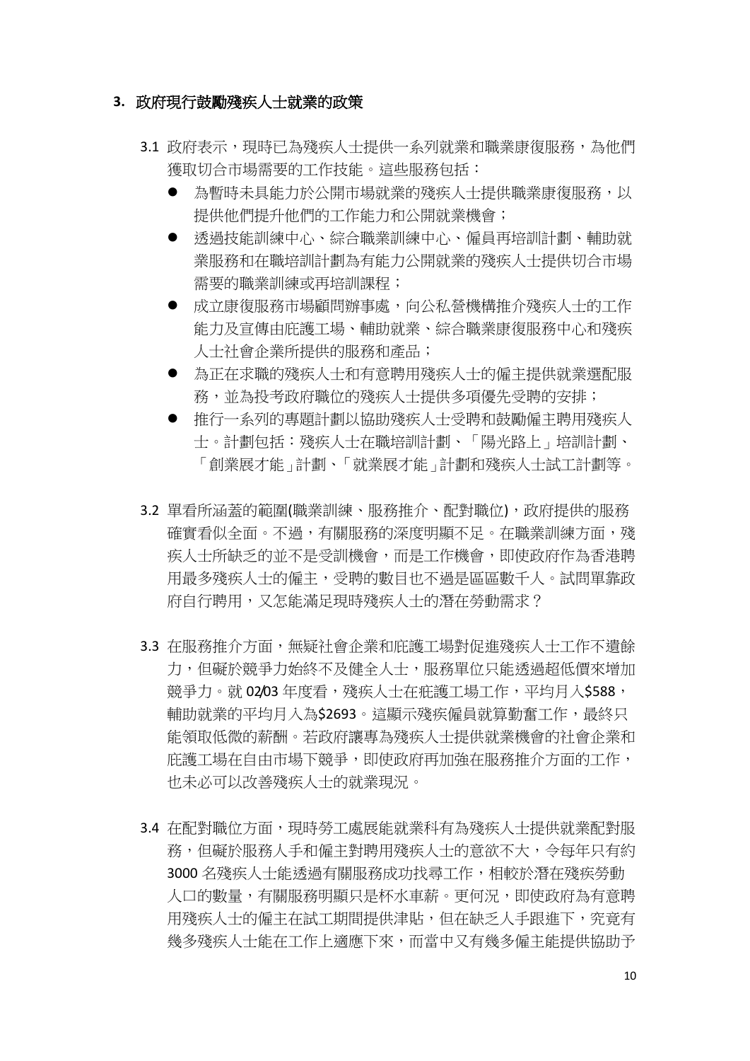## 3. 政府現行鼓勵殘疾人士就業的政策

3.1 政府表示，現時已為殘疾人士提供一系列就業和職業康復服務，為他們獲取切合市場需要的工作技能。這些服務包括：

- 為暫時未具能力於公開市場就業的殘疾人士提供職業康復服務，以提供他們提升他們的工作能力和公開就業機會；
- 透過技能訓練中心、綜合職業訓練中心、僱員再培訓計劃、輔助就業服務和在職培訓計劃為有能力公開就業的殘疾人士提供切合市場需要的職業訓練或再培訓課程；
- 成立康復服務市場顧問辦事處，向公私營機構推介殘疾人士的工作能力及宣傳由庇護工場、輔助就業、綜合職業康復服務中心和殘疾人士社會企業所提供的服務和產品；
- 為正在求職的殘疾人士和有意聘用殘疾人士的僱主提供就業選配服務，並為投考政府職位的殘疾人士提供多項優先受聘的安排；
- 推行一系列的專題計劃以協助殘疾人士受聘和鼓勵僱主聘用殘疾人士。計劃包括：殘疾人士在職培訓計劃、「陽光路上」培訓計劃、「創業展才能」計劃、「就業展才能」計劃和殘疾人士試工計劃等。

3.2 單看所涵蓋的範圍(職業訓練、服務推介、配對職位)，政府提供的服務確實看似全面。不過，有關服務的深度明顯不足。在職業訓練方面，殘疾人士所缺乏的並不是受訓機會，而是工作機會，即使政府作為香港聘用最多殘疾人士的僱主，受聘的數目也不過是區區數千人。試問單靠政府自行聘用，又怎能滿足現時殘疾人士的潛在勞動需求？

3.3 在服務推介方面，無疑社會企業和庇護工場對促進殘疾人士工作不遺餘力，但礙於競爭力始終不及健全人士，服務單位只能透過超低價來增加競爭力。就 02/03 年度看，殘疾人士在疵護工場工作，平均月入$588，輔助就業的平均月入為$2693。這顯示殘疾僱員就算勤奮工作，最終只能領取低微的薪酬。若政府讓專為殘疾人士提供就業機會的社會企業和庇護工場在自由市場下競爭，即使政府再加強在服務推介方面的工作，也未必可以改善殘疾人士的就業現況。

3.4 在配對職位方面，現時勞工處展能就業科有為殘疾人士提供就業配對服務，但礙於服務人手和僱主對聘用殘疾人士的意欲不大，令每年只有約 3000 名殘疾人士能透過有關服務成功找尋工作，相較於潛在殘疾勞動人口的數量，有關服務明顯只是杯水車薪。更何況，即使政府為有意聘用殘疾人士的僱主在試工期間提供津貼，但在缺乏人手跟進下，究竟有幾多殘疾人士能在工作上適應下來，而當中又有幾多僱主能提供協助予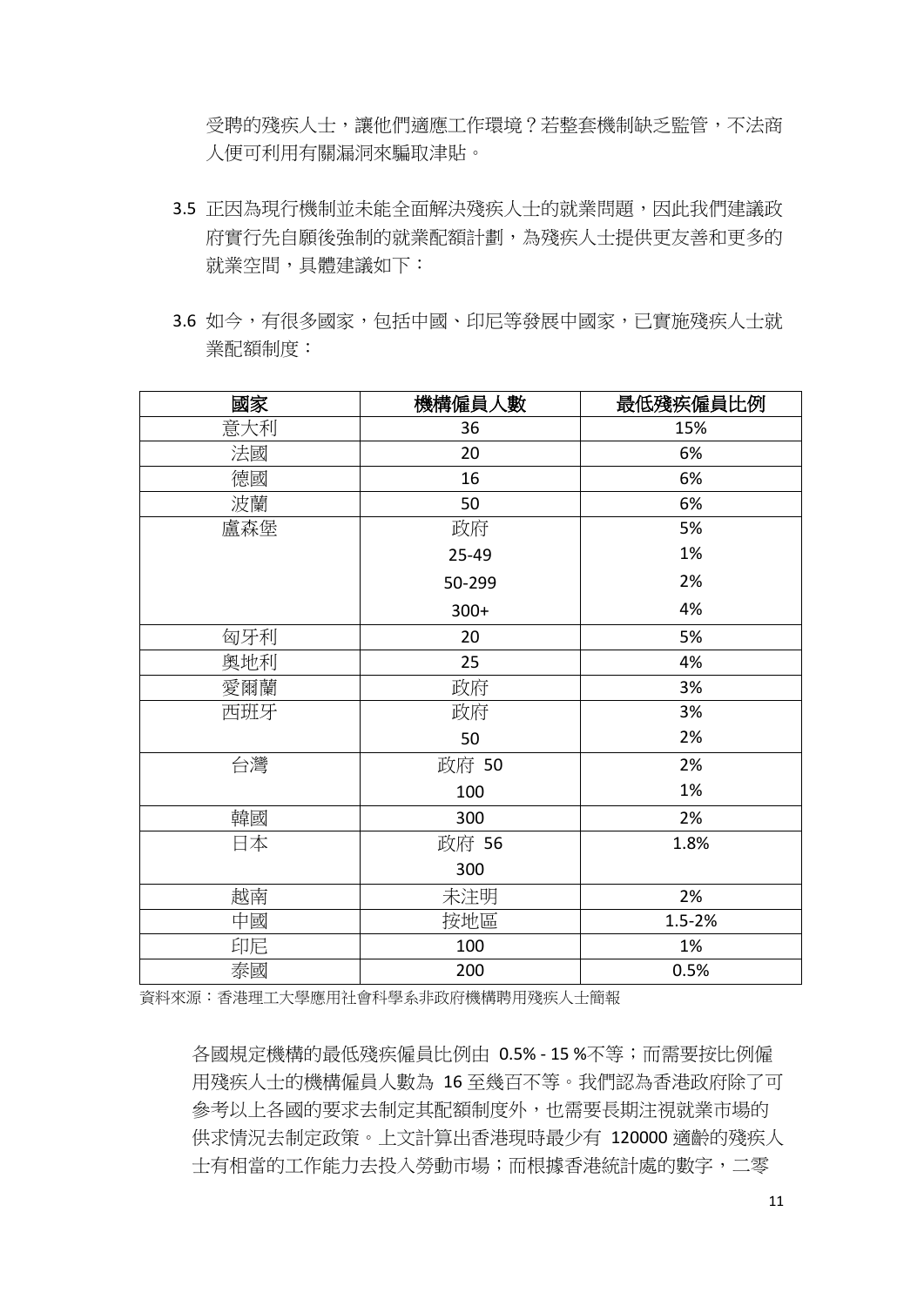受聘的殘疾人士，讓他們適應工作環境？若整套機制缺乏監管，不法商人便可利用有關漏洞來騙取津貼。

3.5 正因為現行機制並未能全面解決殘疾人士的就業問題，因此我們建議政府實行先自願後強制的就業配額計劃，為殘疾人士提供更友善和更多的就業空間，具體建議如下：

3.6 如今，有很多國家，包括中國、印尼等發展中國家，已實施殘疾人士就業配額制度：

| 國家 | 機構僱員人數 | 最低殘疾僱員比例 |
|---|---|---|
| 意大利 | 36 | 15% |
| 法國 | 20 | 6% |
| 德國 | 16 | 6% |
| 波蘭 | 50 | 6% |
| 盧森堡 | 政府 | 5% |
| | 25-49 | 1% |
| | 50-299 | 2% |
| | 300+ | 4% |
| 匈牙利 | 20 | 5% |
| 奧地利 | 25 | 4% |
| 愛爾蘭 | 政府 | 3% |
| 西班牙 | 政府 | 3% |
| | 50 | 2% |
| 台灣 | 政府 50 | 2% |
| | 100 | 1% |
| 韓國 | 300 | 2% |
| 日本 | 政府 56 | 1.8% |
| | 300 | |
| 越南 | 未注明 | 2% |
| 中國 | 按地區 | 1.5-2% |
| 印尼 | 100 | 1% |
| 泰國 | 200 | 0.5% |

資料來源：香港理工大學應用社會科學系非政府機構聘用殘疾人士簡報

各國規定機構的最低殘疾僱員比例由 0.5% - 15 %不等；而需要按比例僱用殘疾人士的機構僱員人數為 16 至幾百不等。我們認為香港政府除了可參考以上各國的要求去制定其配額制度外，也需要長期注視就業市場的供求情況去制定政策。上文計算出香港現時最少有 120000 適齡的殘疾人士有相當的工作能力去投入勞動市場；而根據香港統計處的數字，二零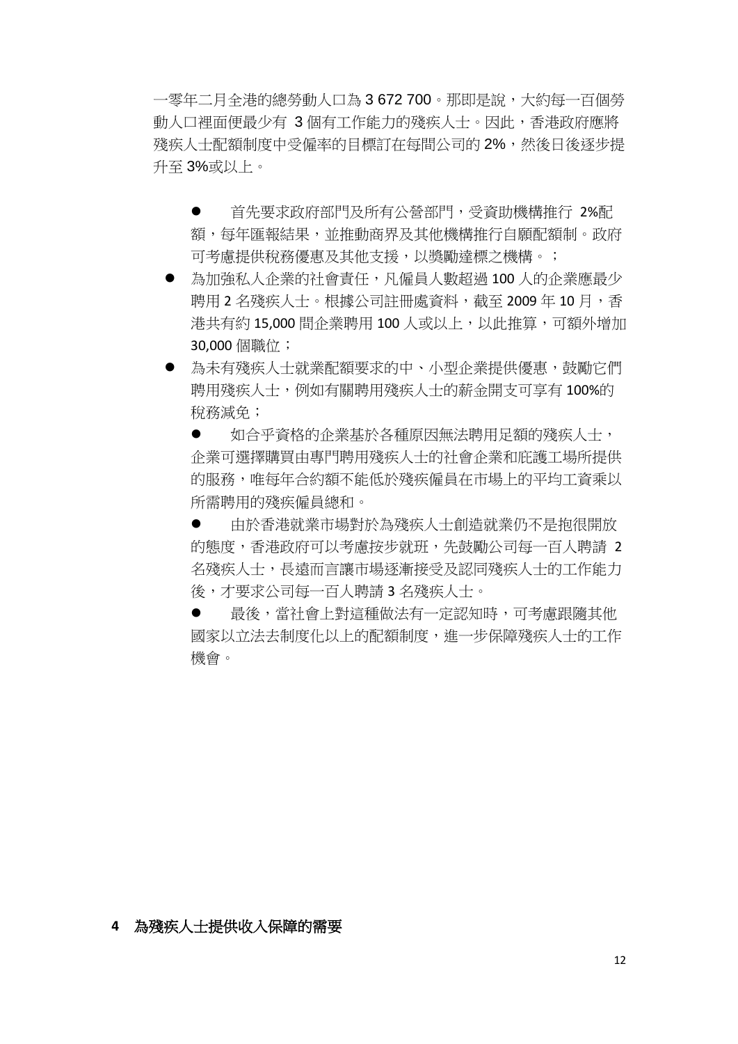一零年二月全港的總勞動人口為 3 672 700。那即是說，大約每一百個勞動人口裡面便最少有 3 個有工作能力的殘疾人士。因此，香港政府應將殘疾人士配額制度中受僱率的目標訂在每間公司的 2%，然後日後逐步提升至 3%或以上。

- 首先要求政府部門及所有公營部門，受資助機構推行 2%配額，每年匯報結果，並推動商界及其他機構推行自願配額制。政府可考慮提供稅務優惠及其他支援，以獎勵達標之機構。；
- 為加強私人企業的社會責任，凡僱員人數超過 100 人的企業應最少聘用 2 名殘疾人士。根據公司註冊處資料，截至 2009 年 10 月，香港共有約 15,000 間企業聘用 100 人或以上，以此推算，可額外增加 30,000 個職位；
- 為未有殘疾人士就業配額要求的中、小型企業提供優惠，鼓勵它們聘用殘疾人士，例如有關聘用殘疾人士的薪金開支可享有 100%的稅務減免；
- 如合乎資格的企業基於各種原因無法聘用足額的殘疾人士，企業可選擇購買由專門聘用殘疾人士的社會企業和庇護工場所提供的服務，唯每年合約額不能低於殘疾僱員在市場上的平均工資乘以所需聘用的殘疾僱員總和。
- 由於香港就業市場對於為殘疾人士創造就業仍不是抱很開放的態度，香港政府可以考慮按步就班，先鼓勵公司每一百人聘請 2 名殘疾人士，長遠而言讓市場逐漸接受及認同殘疾人士的工作能力後，才要求公司每一百人聘請 3 名殘疾人士。
- 最後，當社會上對這種做法有一定認知時，可考慮跟隨其他國家以立法去制度化以上的配額制度，進一步保障殘疾人士的工作機會。

## 4 為殘疾人士提供收入保障的需要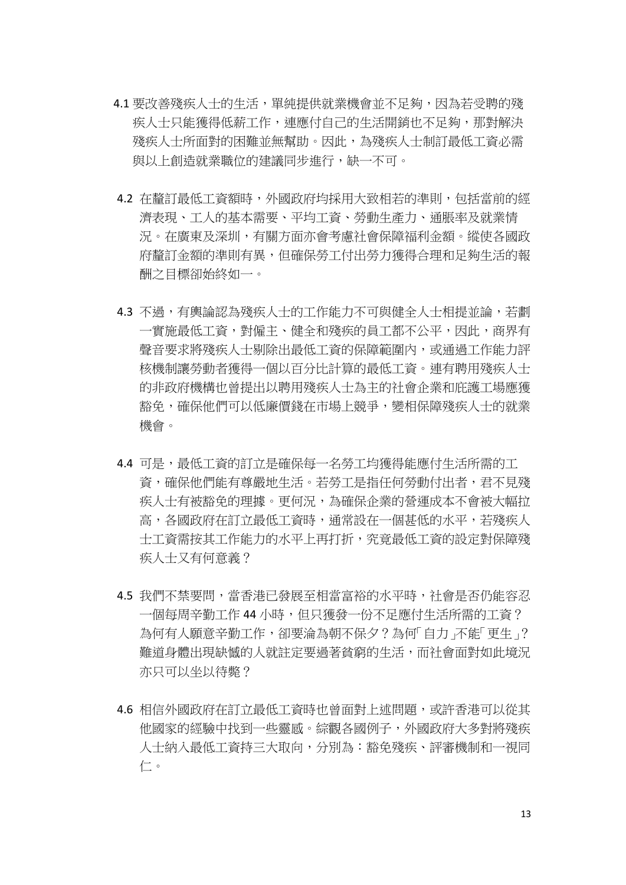4.1 要改善殘疾人士的生活，單純提供就業機會並不足夠，因為若受聘的殘疾人士只能獲得低薪工作，連應付自己的生活開銷也不足夠，那對解決殘疾人士所面對的困難並無幫助。因此，為殘疾人士制訂最低工資必需與以上創造就業職位的建議同步進行，缺一不可。

4.2 在釐訂最低工資額時，外國政府均採用大致相若的準則，包括當前的經濟表現、工人的基本需要、平均工資、勞動生產力、通脹率及就業情況。在廣東及深圳，有關方面亦會考慮社會保障福利金額。縱使各國政府釐訂金額的準則有異，但確保勞工付出勞力獲得合理和足夠生活的報酬之目標卻始終如一。

4.3 不過，有輿論認為殘疾人士的工作能力不可與健全人士相提並論，若劃一實施最低工資，對僱主、健全和殘疾的員工都不公平，因此，商界有聲音要求將殘疾人士剔除出最低工資的保障範圍內，或通過工作能力評核機制讓勞動者獲得一個以百分比計算的最低工資。連有聘用殘疾人士的非政府機構也曾提出以聘用殘疾人士為主的社會企業和庇護工場應獲豁免，確保他們可以低廉價錢在市場上競爭，變相保障殘疾人士的就業機會。

4.4 可是，最低工資的訂立是確保每一名勞工均獲得能應付生活所需的工資，確保他們能有尊嚴地生活。若勞工是指任何勞動付出者，君不見殘疾人士有被豁免的理據。更何況，為確保企業的營運成本不會被大幅拉高，各國政府在訂立最低工資時，通常設在一個甚低的水平，若殘疾人士工資需按其工作能力的水平上再打折，究竟最低工資的設定對保障殘疾人士又有何意義？

4.5 我們不禁要問，當香港已發展至相當富裕的水平時，社會是否仍能容忍一個每周辛勤工作 44 小時，但只獲發一份不足應付生活所需的工資？為何有人願意辛勤工作，卻要淪為朝不保夕？為何「自力」不能「更生」？難道身體出現缺憾的人就註定要過著貧窮的生活，而社會面對如此境況亦只可以坐以待斃？

4.6 相信外國政府在訂立最低工資時也曾面對上述問題，或許香港可以從其他國家的經驗中找到一些靈感。綜觀各國例子，外國政府大多對將殘疾人士納入最低工資持三大取向，分別為：豁免殘疾、評審機制和一視同仁。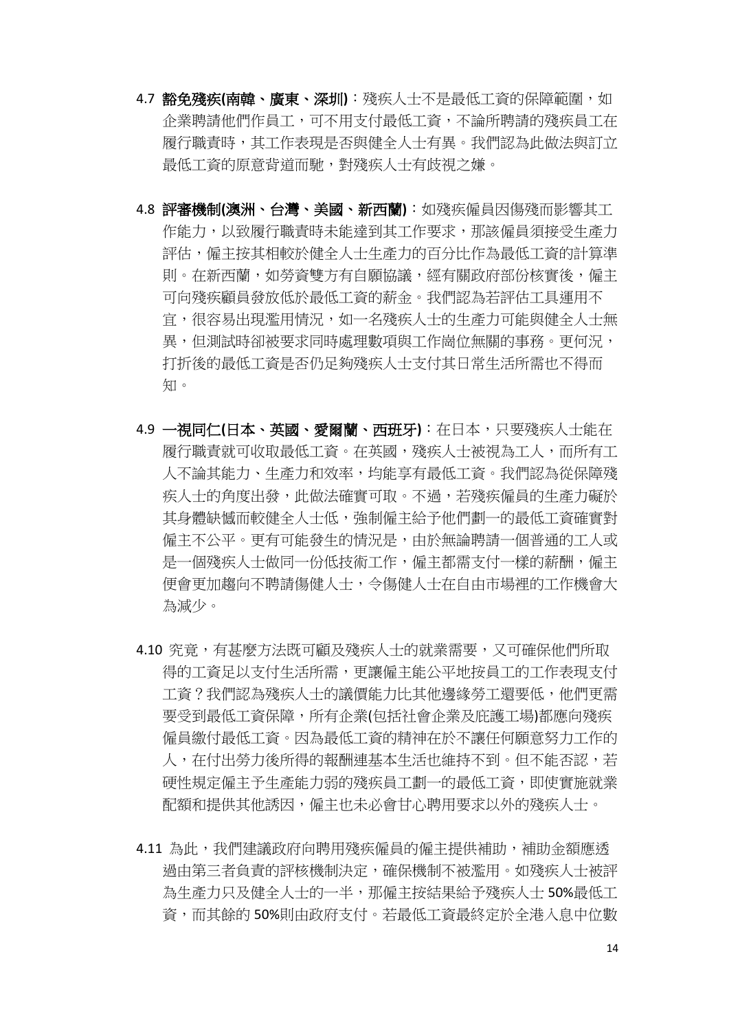4.7 **豁免殘疾(南韓、廣東、深圳)**：殘疾人士不是最低工資的保障範圍，如企業聘請他們作員工，可不用支付最低工資，不論所聘請的殘疾員工在履行職責時，其工作表現是否與健全人士有異。我們認為此做法與訂立最低工資的原意背道而馳，對殘疾人士有歧視之嫌。

4.8 **評審機制(澳洲、台灣、美國、新西蘭)**：如殘疾僱員因傷殘而影響其工作能力，以致履行職責時未能達到其工作要求，那該僱員須接受生產力評估，僱主按其相較於健全人士生產力的百分比作為最低工資的計算準則。在新西蘭，如勞資雙方有自願協議，經有關政府部份核實後，僱主可向殘疾顧員發放低於最低工資的薪金。我們認為若評估工具運用不宜，很容易出現濫用情況，如一名殘疾人士的生產力可能與健全人士無異，但測試時卻被要求同時處理數項與工作崗位無關的事務。更何況，打折後的最低工資是否仍足夠殘疾人士支付其日常生活所需也不得而知。

4.9 **一視同仁(日本、英國、愛爾蘭、西班牙)**：在日本，只要殘疾人士能在履行職責就可收取最低工資。在英國，殘疾人士被視為工人，而所有工人不論其能力、生產力和效率，均能享有最低工資。我們認為從保障殘疾人士的角度出發，此做法確實可取。不過，若殘疾僱員的生產力礙於其身體缺憾而較健全人士低，強制僱主給予他們劃一的最低工資確實對僱主不公平。更有可能發生的情況是，由於無論聘請一個普通的工人或是一個殘疾人士做同一份低技術工作，僱主都需支付一樣的薪酬，僱主便會更加趨向不聘請傷健人士，令傷健人士在自由市場裡的工作機會大為減少。

4.10 究竟，有甚麼方法既可顧及殘疾人士的就業需要，又可確保他們所取得的工資足以支付生活所需，更讓僱主能公平地按員工的工作表現支付工資？我們認為殘疾人士的議價能力比其他邊緣勞工還要低，他們更需要受到最低工資保障，所有企業(包括社會企業及庇護工場)都應向殘疾僱員繳付最低工資。因為最低工資的精神在於不讓任何願意努力工作的人，在付出勞力後所得的報酬連基本生活也維持不到。但不能否認，若硬性規定僱主予生產能力弱的殘疾員工劃一的最低工資，即使實施就業配額和提供其他誘因，僱主也未必會甘心聘用要求以外的殘疾人士。

4.11 為此，我們建議政府向聘用殘疾僱員的僱主提供補助，補助金額應透過由第三者負責的評核機制決定，確保機制不被濫用。如殘疾人士被評為生產力只及健全人士的一半，那僱主按結果給予殘疾人士 50%最低工資，而其餘的 50%則由政府支付。若最低工資最終定於全港入息中位數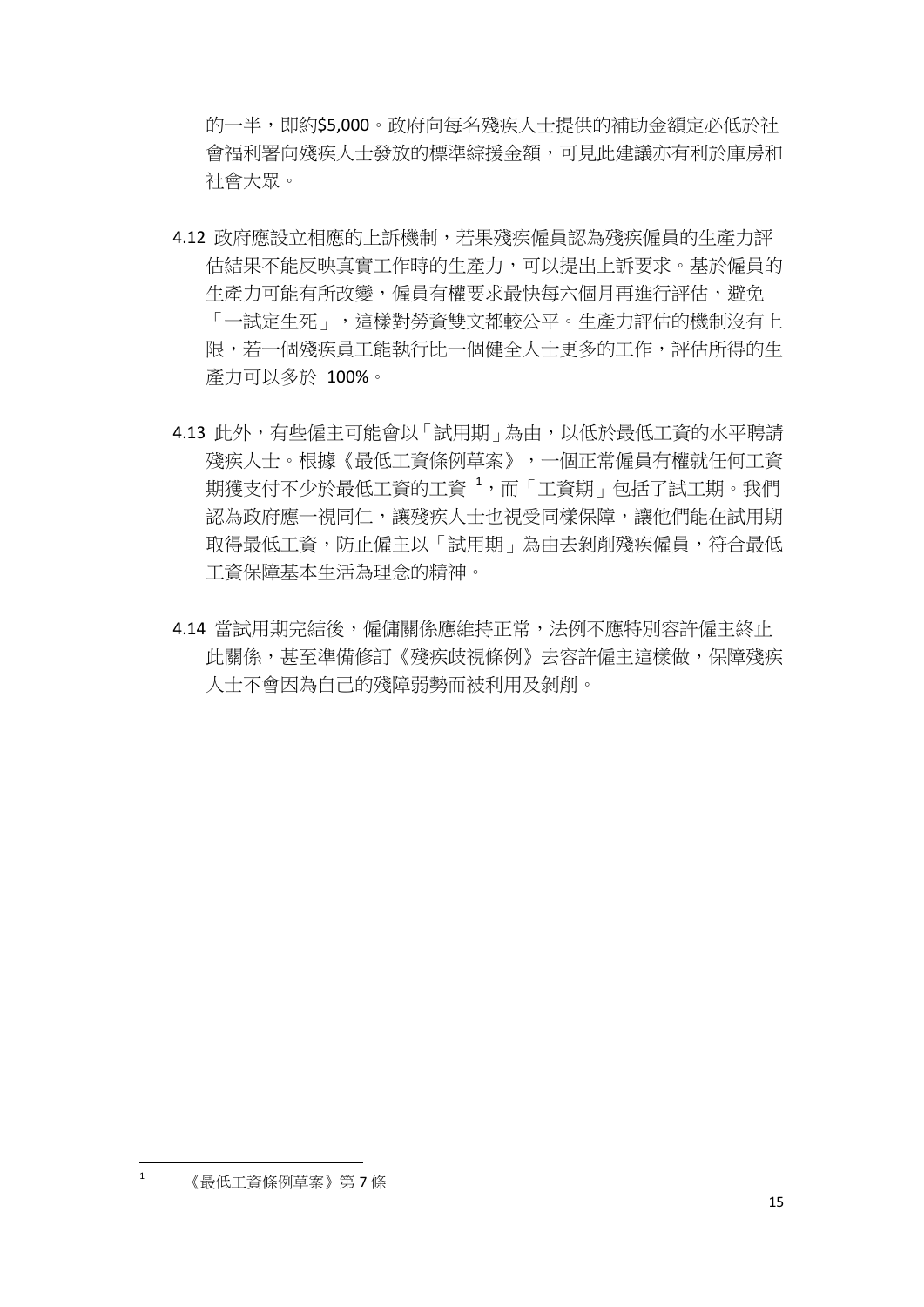的一半，即約$5,000。政府向每名殘疾人士提供的補助金額定必低於社會福利署向殘疾人士發放的標準綜援金額，可見此建議亦有利於庫房和社會大眾。

4.12 政府應設立相應的上訴機制，若果殘疾僱員認為殘疾僱員的生產力評估結果不能反映真實工作時的生產力，可以提出上訴要求。基於僱員的生產力可能有所改變，僱員有權要求最快每六個月再進行評估，避免「一試定生死」，這樣對勞資雙文都較公平。生產力評估的機制沒有上限，若一個殘疾員工能執行比一個健全人士更多的工作，評估所得的生產力可以多於 100%。

4.13 此外，有些僱主可能會以「試用期」為由，以低於最低工資的水平聘請殘疾人士。根據《最低工資條例草案》，一個正常僱員有權就任何工資期獲支付不少於最低工資的工資 [1]，而「工資期」包括了試工期。我們認為政府應一視同仁，讓殘疾人士也視受同樣保障，讓他們能在試用期取得最低工資，防止僱主以「試用期」為由去剝削殘疾僱員，符合最低工資保障基本生活為理念的精神。

4.14 當試用期完結後，僱傭關係應維持正常，法例不應特別容許僱主終止此關係，甚至準備修訂《殘疾歧視條例》去容許僱主這樣做，保障殘疾人士不會因為自己的殘障弱勢而被利用及剝削。

---

[1] 《最低工資條例草案》第 7 條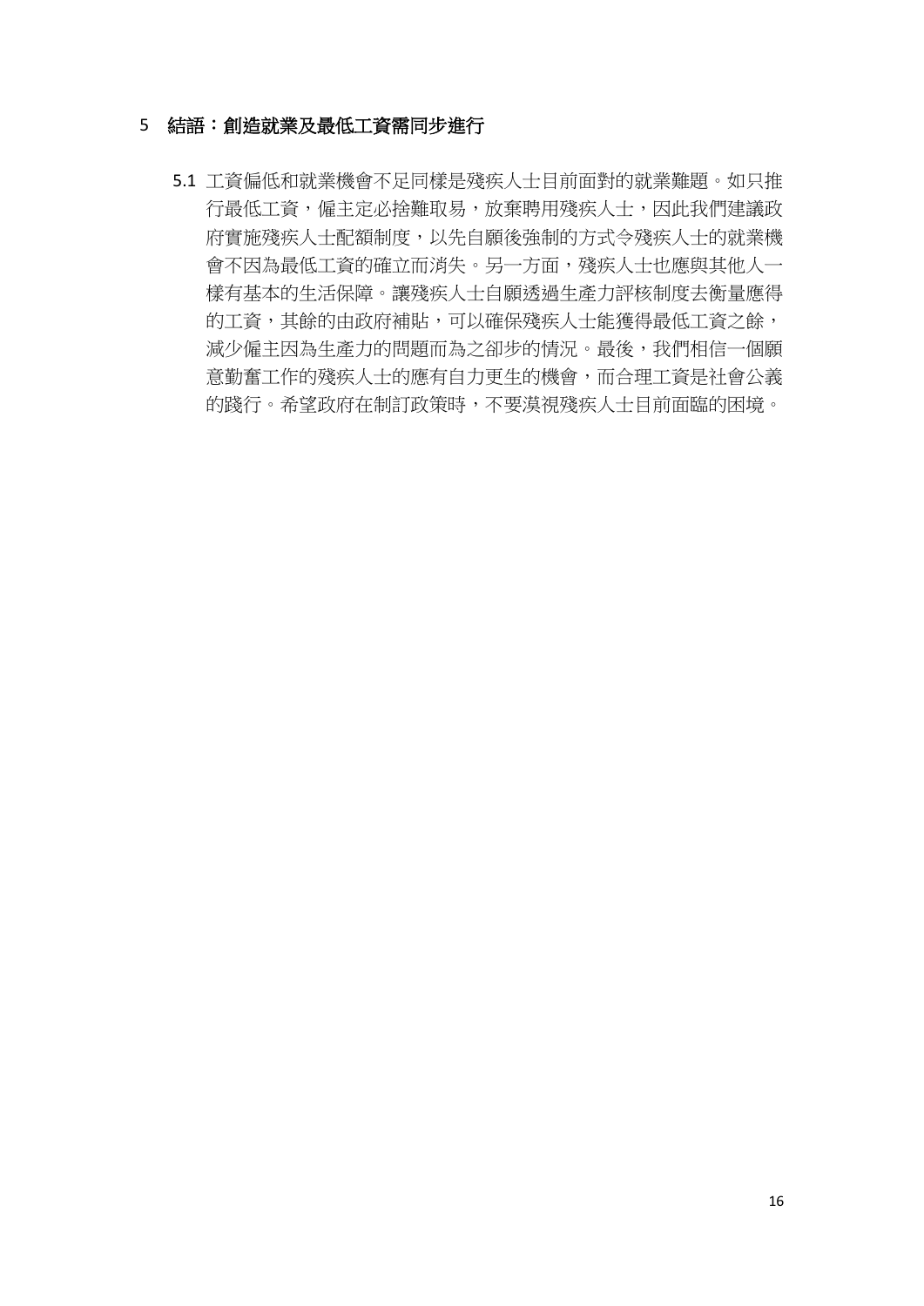## 5 結語：創造就業及最低工資需同步進行

5.1 工資偏低和就業機會不足同樣是殘疾人士目前面對的就業難題。如只推行最低工資，僱主定必捨難取易，放棄聘用殘疾人士，因此我們建議政府實施殘疾人士配額制度，以先自願後強制的方式令殘疾人士的就業機會不因為最低工資的確立而消失。另一方面，殘疾人士也應與其他人一樣有基本的生活保障。讓殘疾人士自願透過生產力評核制度去衡量應得的工資，其餘的由政府補貼，可以確保殘疾人士能獲得最低工資之餘，減少僱主因為生產力的問題而為之卻步的情況。最後，我們相信一個願意勤奮工作的殘疾人士的應有自力更生的機會，而合理工資是社會公義的踐行。希望政府在制訂政策時，不要漠視殘疾人士目前面臨的困境。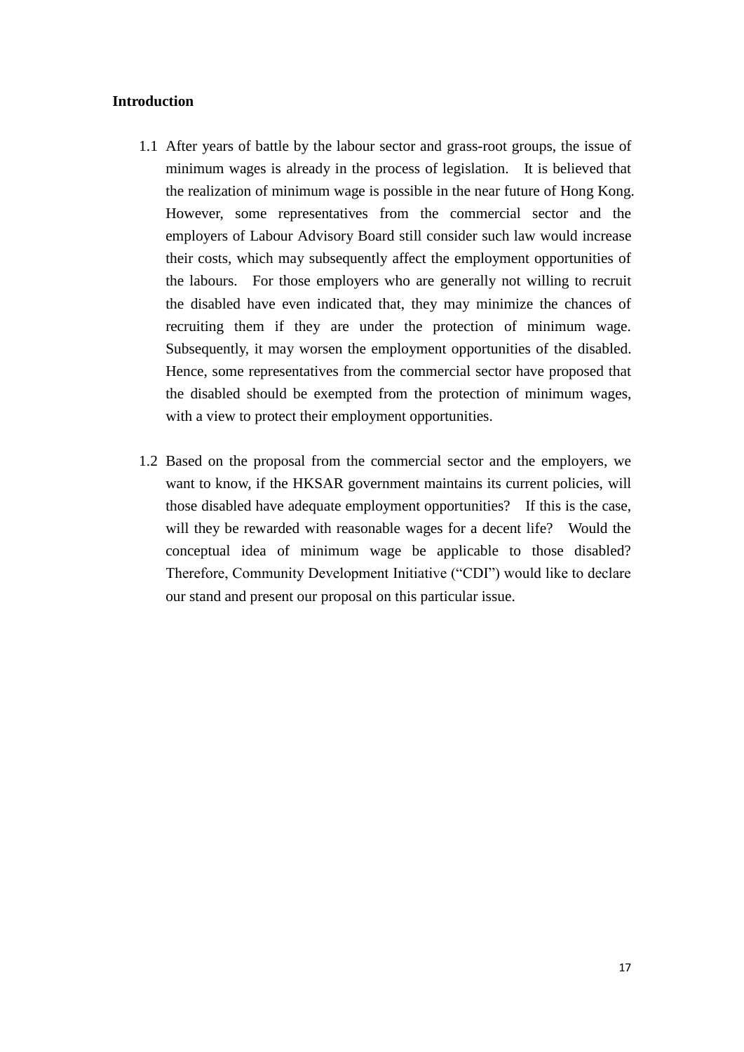**Introduction**

1.1 After years of battle by the labour sector and grass-root groups, the issue of minimum wages is already in the process of legislation. It is believed that the realization of minimum wage is possible in the near future of Hong Kong. However, some representatives from the commercial sector and the employers of Labour Advisory Board still consider such law would increase their costs, which may subsequently affect the employment opportunities of the labours. For those employers who are generally not willing to recruit the disabled have even indicated that, they may minimize the chances of recruiting them if they are under the protection of minimum wage. Subsequently, it may worsen the employment opportunities of the disabled. Hence, some representatives from the commercial sector have proposed that the disabled should be exempted from the protection of minimum wages, with a view to protect their employment opportunities.

1.2 Based on the proposal from the commercial sector and the employers, we want to know, if the HKSAR government maintains its current policies, will those disabled have adequate employment opportunities? If this is the case, will they be rewarded with reasonable wages for a decent life? Would the conceptual idea of minimum wage be applicable to those disabled? Therefore, Community Development Initiative ("CDI") would like to declare our stand and present our proposal on this particular issue.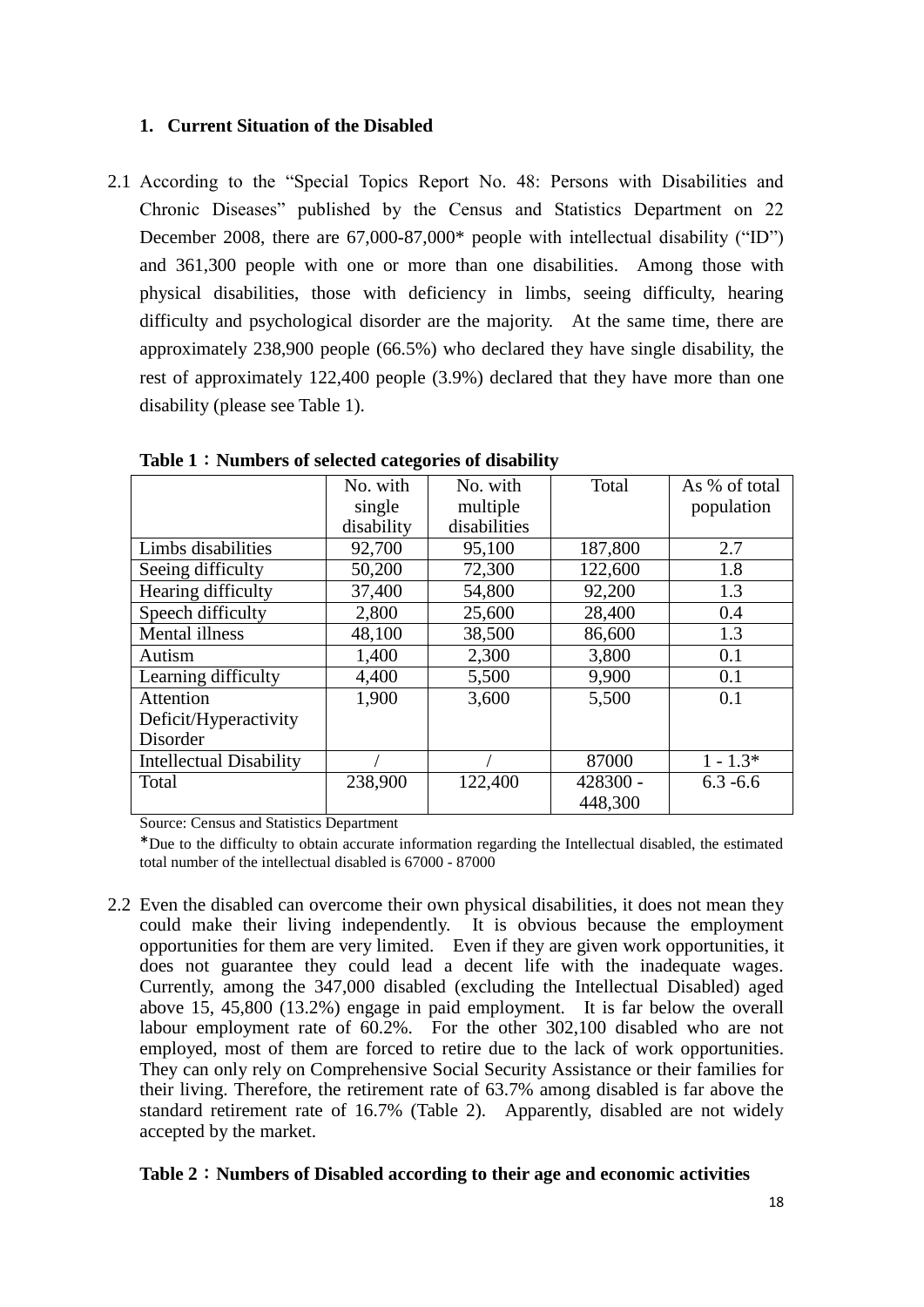### 1. Current Situation of the Disabled

2.1 According to the "Special Topics Report No. 48: Persons with Disabilities and Chronic Diseases" published by the Census and Statistics Department on 22 December 2008, there are 67,000-87,000* people with intellectual disability ("ID") and 361,300 people with one or more than one disabilities. Among those with physical disabilities, those with deficiency in limbs, seeing difficulty, hearing difficulty and psychological disorder are the majority. At the same time, there are approximately 238,900 people (66.5%) who declared they have single disability, the rest of approximately 122,400 people (3.9%) declared that they have more than one disability (please see Table 1).

**Table 1：Numbers of selected categories of disability**

| | No. with single disability | No. with multiple disabilities | Total | As % of total population |
|---|---|---|---|---|
| Limbs disabilities | 92,700 | 95,100 | 187,800 | 2.7 |
| Seeing difficulty | 50,200 | 72,300 | 122,600 | 1.8 |
| Hearing difficulty | 37,400 | 54,800 | 92,200 | 1.3 |
| Speech difficulty | 2,800 | 25,600 | 28,400 | 0.4 |
| Mental illness | 48,100 | 38,500 | 86,600 | 1.3 |
| Autism | 1,400 | 2,300 | 3,800 | 0.1 |
| Learning difficulty | 4,400 | 5,500 | 9,900 | 0.1 |
| Attention Deficit/Hyperactivity Disorder | 1,900 | 3,600 | 5,500 | 0.1 |
| Intellectual Disability | / | / | 87000 | 1 - 1.3* |
| Total | 238,900 | 122,400 | 428300 - 448,300 | 6.3 -6.6 |

Source: Census and Statistics Department

*Due to the difficulty to obtain accurate information regarding the Intellectual disabled, the estimated total number of the intellectual disabled is 67000 - 87000

2.2 Even the disabled can overcome their own physical disabilities, it does not mean they could make their living independently. It is obvious because the employment opportunities for them are very limited. Even if they are given work opportunities, it does not guarantee they could lead a decent life with the inadequate wages. Currently, among the 347,000 disabled (excluding the Intellectual Disabled) aged above 15, 45,800 (13.2%) engage in paid employment. It is far below the overall labour employment rate of 60.2%. For the other 302,100 disabled who are not employed, most of them are forced to retire due to the lack of work opportunities. They can only rely on Comprehensive Social Security Assistance or their families for their living. Therefore, the retirement rate of 63.7% among disabled is far above the standard retirement rate of 16.7% (Table 2). Apparently, disabled are not widely accepted by the market.

**Table 2：Numbers of Disabled according to their age and economic activities**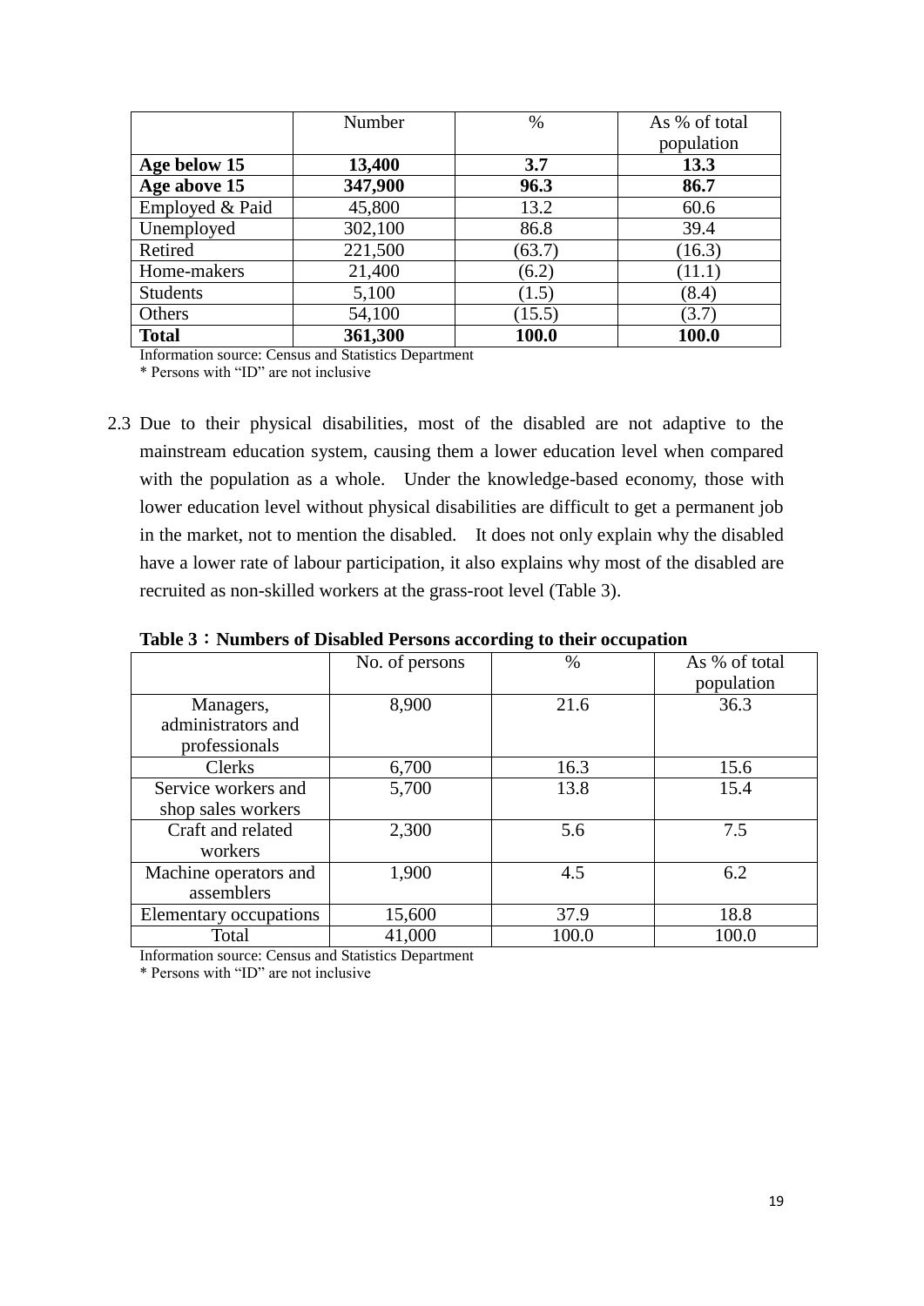| | Number | % | As % of total population |
|---|---|---|---|
| **Age below 15** | **13,400** | **3.7** | **13.3** |
| **Age above 15** | **347,900** | **96.3** | **86.7** |
| Employed & Paid | 45,800 | 13.2 | 60.6 |
| Unemployed | 302,100 | 86.8 | 39.4 |
| Retired | 221,500 | (63.7) | (16.3) |
| Home-makers | 21,400 | (6.2) | (11.1) |
| Students | 5,100 | (1.5) | (8.4) |
| Others | 54,100 | (15.5) | (3.7) |
| **Total** | **361,300** | **100.0** | **100.0** |

Information source: Census and Statistics Department

* Persons with "ID" are not inclusive

2.3 Due to their physical disabilities, most of the disabled are not adaptive to the mainstream education system, causing them a lower education level when compared with the population as a whole. Under the knowledge-based economy, those with lower education level without physical disabilities are difficult to get a permanent job in the market, not to mention the disabled. It does not only explain why the disabled have a lower rate of labour participation, it also explains why most of the disabled are recruited as non-skilled workers at the grass-root level (Table 3).

**Table 3：Numbers of Disabled Persons according to their occupation**

| | No. of persons | % | As % of total population |
|---|---|---|---|
| Managers, administrators and professionals | 8,900 | 21.6 | 36.3 |
| Clerks | 6,700 | 16.3 | 15.6 |
| Service workers and shop sales workers | 5,700 | 13.8 | 15.4 |
| Craft and related workers | 2,300 | 5.6 | 7.5 |
| Machine operators and assemblers | 1,900 | 4.5 | 6.2 |
| Elementary occupations | 15,600 | 37.9 | 18.8 |
| Total | 41,000 | 100.0 | 100.0 |

Information source: Census and Statistics Department

* Persons with "ID" are not inclusive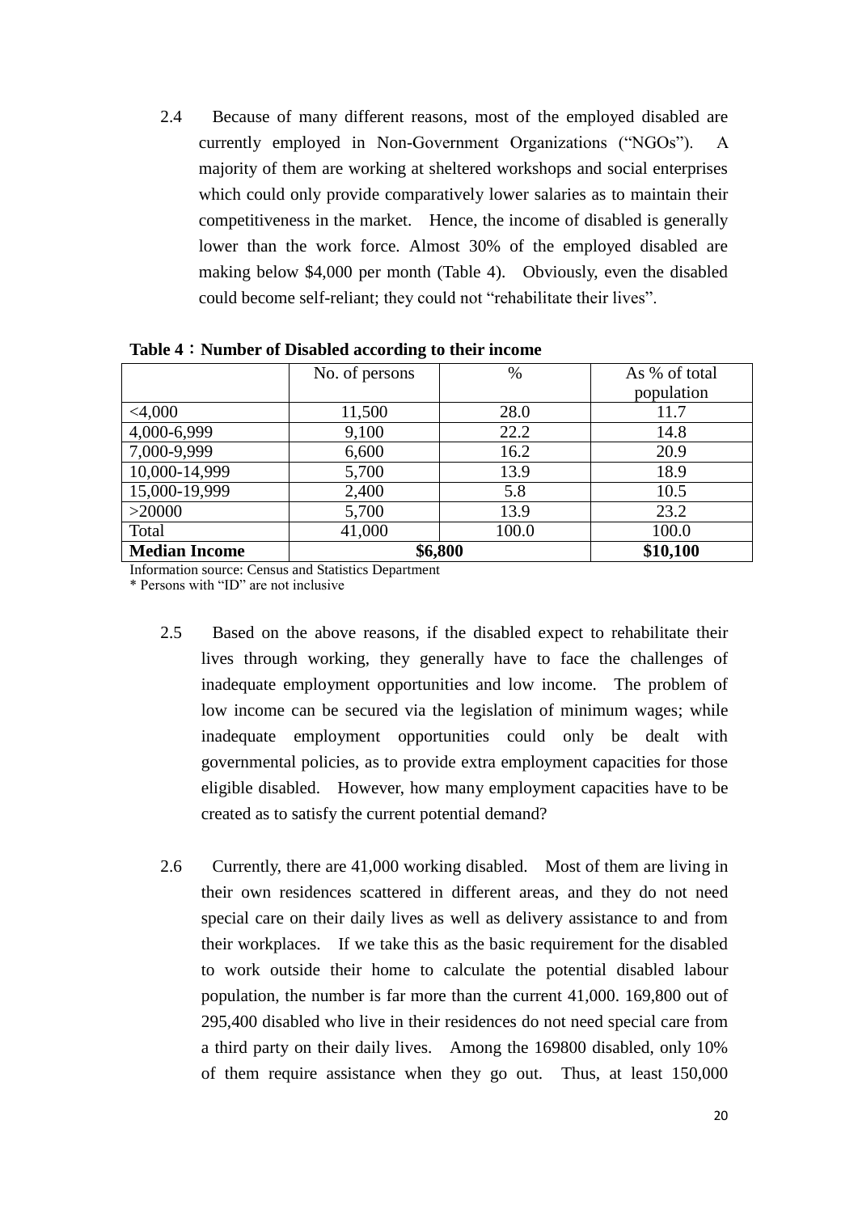2.4 Because of many different reasons, most of the employed disabled are currently employed in Non-Government Organizations ("NGOs"). A majority of them are working at sheltered workshops and social enterprises which could only provide comparatively lower salaries as to maintain their competitiveness in the market. Hence, the income of disabled is generally lower than the work force. Almost 30% of the employed disabled are making below $4,000 per month (Table 4). Obviously, even the disabled could become self-reliant; they could not "rehabilitate their lives".

**Table 4：Number of Disabled according to their income**

| | No. of persons | % | As % of total population |
|---|---|---|---|
| <4,000 | 11,500 | 28.0 | 11.7 |
| 4,000-6,999 | 9,100 | 22.2 | 14.8 |
| 7,000-9,999 | 6,600 | 16.2 | 20.9 |
| 10,000-14,999 | 5,700 | 13.9 | 18.9 |
| 15,000-19,999 | 2,400 | 5.8 | 10.5 |
| >20000 | 5,700 | 13.9 | 23.2 |
| Total | 41,000 | 100.0 | 100.0 |
| **Median Income** | **$6,800** | | **$10,100** |

Information source: Census and Statistics Department

\* Persons with "ID" are not inclusive

2.5 Based on the above reasons, if the disabled expect to rehabilitate their lives through working, they generally have to face the challenges of inadequate employment opportunities and low income. The problem of low income can be secured via the legislation of minimum wages; while inadequate employment opportunities could only be dealt with governmental policies, as to provide extra employment capacities for those eligible disabled. However, how many employment capacities have to be created as to satisfy the current potential demand?

2.6 Currently, there are 41,000 working disabled. Most of them are living in their own residences scattered in different areas, and they do not need special care on their daily lives as well as delivery assistance to and from their workplaces. If we take this as the basic requirement for the disabled to work outside their home to calculate the potential disabled labour population, the number is far more than the current 41,000. 169,800 out of 295,400 disabled who live in their residences do not need special care from a third party on their daily lives. Among the 169800 disabled, only 10% of them require assistance when they go out. Thus, at least 150,000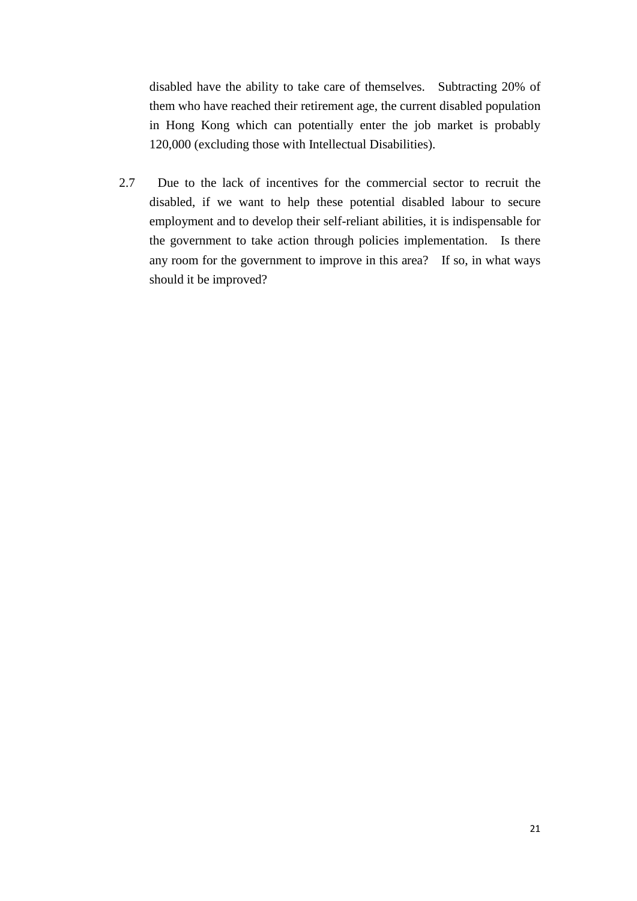disabled have the ability to take care of themselves. Subtracting 20% of them who have reached their retirement age, the current disabled population in Hong Kong which can potentially enter the job market is probably 120,000 (excluding those with Intellectual Disabilities).

2.7 Due to the lack of incentives for the commercial sector to recruit the disabled, if we want to help these potential disabled labour to secure employment and to develop their self-reliant abilities, it is indispensable for the government to take action through policies implementation. Is there any room for the government to improve in this area? If so, in what ways should it be improved?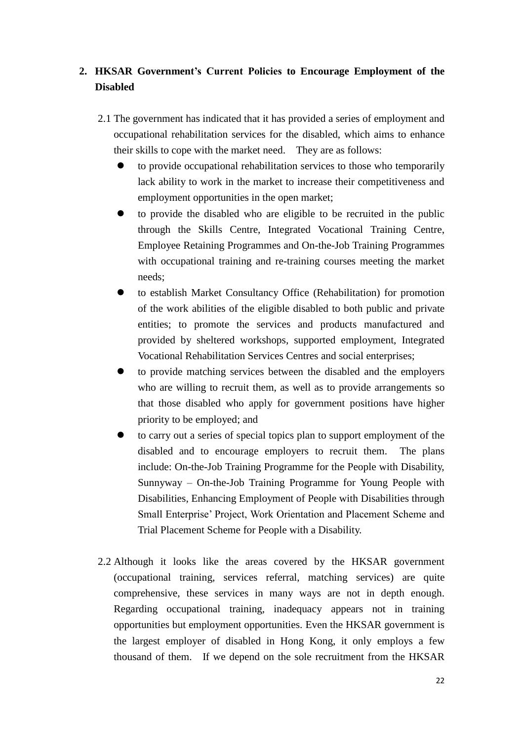## 2. HKSAR Government's Current Policies to Encourage Employment of the Disabled

2.1 The government has indicated that it has provided a series of employment and occupational rehabilitation services for the disabled, which aims to enhance their skills to cope with the market need. They are as follows:

- to provide occupational rehabilitation services to those who temporarily lack ability to work in the market to increase their competitiveness and employment opportunities in the open market;
- to provide the disabled who are eligible to be recruited in the public through the Skills Centre, Integrated Vocational Training Centre, Employee Retaining Programmes and On-the-Job Training Programmes with occupational training and re-training courses meeting the market needs;
- to establish Market Consultancy Office (Rehabilitation) for promotion of the work abilities of the eligible disabled to both public and private entities; to promote the services and products manufactured and provided by sheltered workshops, supported employment, Integrated Vocational Rehabilitation Services Centres and social enterprises;
- to provide matching services between the disabled and the employers who are willing to recruit them, as well as to provide arrangements so that those disabled who apply for government positions have higher priority to be employed; and
- to carry out a series of special topics plan to support employment of the disabled and to encourage employers to recruit them. The plans include: On-the-Job Training Programme for the People with Disability, Sunnyway – On-the-Job Training Programme for Young People with Disabilities, Enhancing Employment of People with Disabilities through Small Enterprise' Project, Work Orientation and Placement Scheme and Trial Placement Scheme for People with a Disability.

2.2 Although it looks like the areas covered by the HKSAR government (occupational training, services referral, matching services) are quite comprehensive, these services in many ways are not in depth enough. Regarding occupational training, inadequacy appears not in training opportunities but employment opportunities. Even the HKSAR government is the largest employer of disabled in Hong Kong, it only employs a few thousand of them. If we depend on the sole recruitment from the HKSAR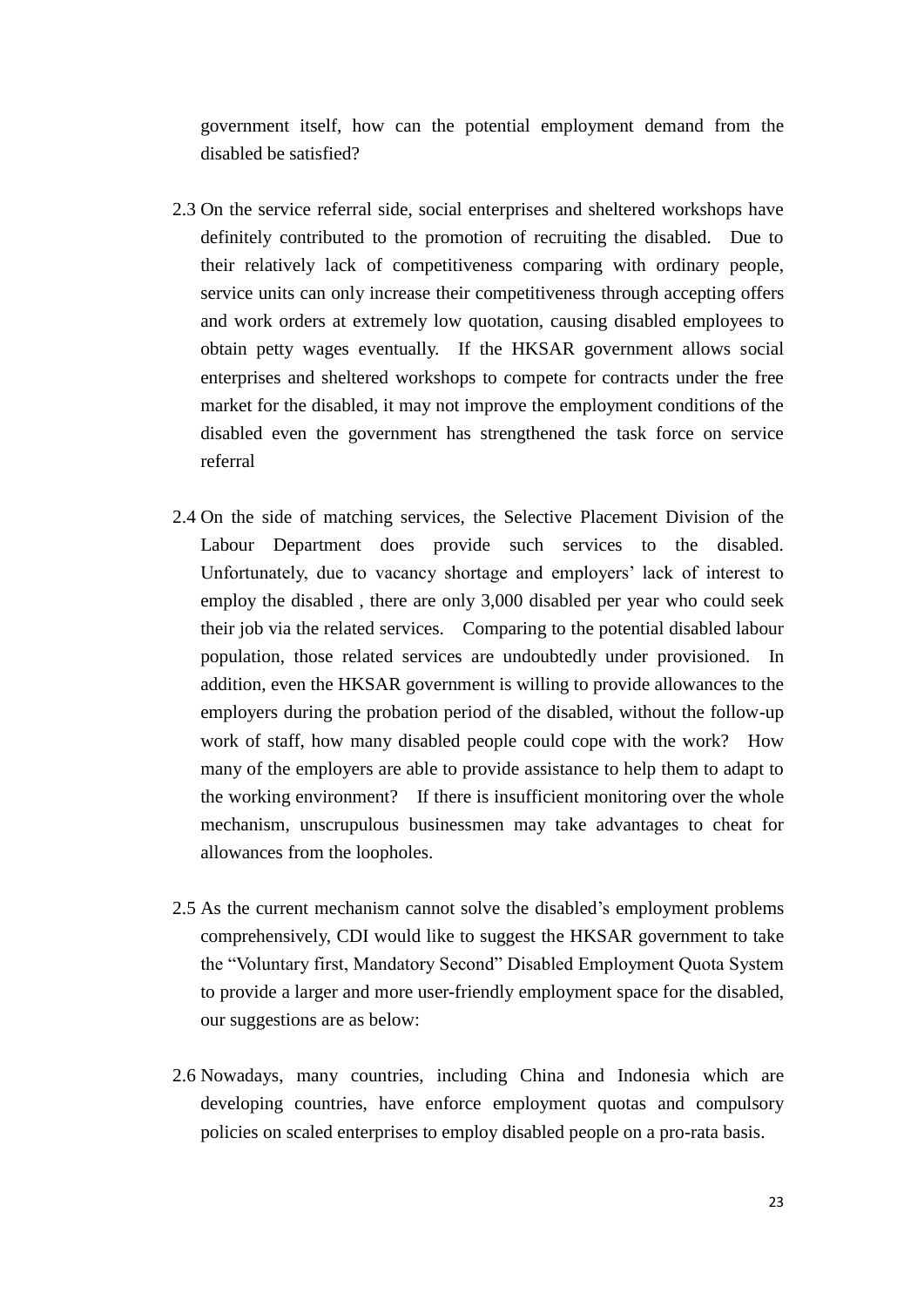government itself, how can the potential employment demand from the disabled be satisfied?

2.3 On the service referral side, social enterprises and sheltered workshops have definitely contributed to the promotion of recruiting the disabled. Due to their relatively lack of competitiveness comparing with ordinary people, service units can only increase their competitiveness through accepting offers and work orders at extremely low quotation, causing disabled employees to obtain petty wages eventually. If the HKSAR government allows social enterprises and sheltered workshops to compete for contracts under the free market for the disabled, it may not improve the employment conditions of the disabled even the government has strengthened the task force on service referral

2.4 On the side of matching services, the Selective Placement Division of the Labour Department does provide such services to the disabled. Unfortunately, due to vacancy shortage and employers' lack of interest to employ the disabled , there are only 3,000 disabled per year who could seek their job via the related services. Comparing to the potential disabled labour population, those related services are undoubtedly under provisioned. In addition, even the HKSAR government is willing to provide allowances to the employers during the probation period of the disabled, without the follow-up work of staff, how many disabled people could cope with the work? How many of the employers are able to provide assistance to help them to adapt to the working environment? If there is insufficient monitoring over the whole mechanism, unscrupulous businessmen may take advantages to cheat for allowances from the loopholes.

2.5 As the current mechanism cannot solve the disabled's employment problems comprehensively, CDI would like to suggest the HKSAR government to take the "Voluntary first, Mandatory Second" Disabled Employment Quota System to provide a larger and more user-friendly employment space for the disabled, our suggestions are as below:

2.6 Nowadays, many countries, including China and Indonesia which are developing countries, have enforce employment quotas and compulsory policies on scaled enterprises to employ disabled people on a pro-rata basis.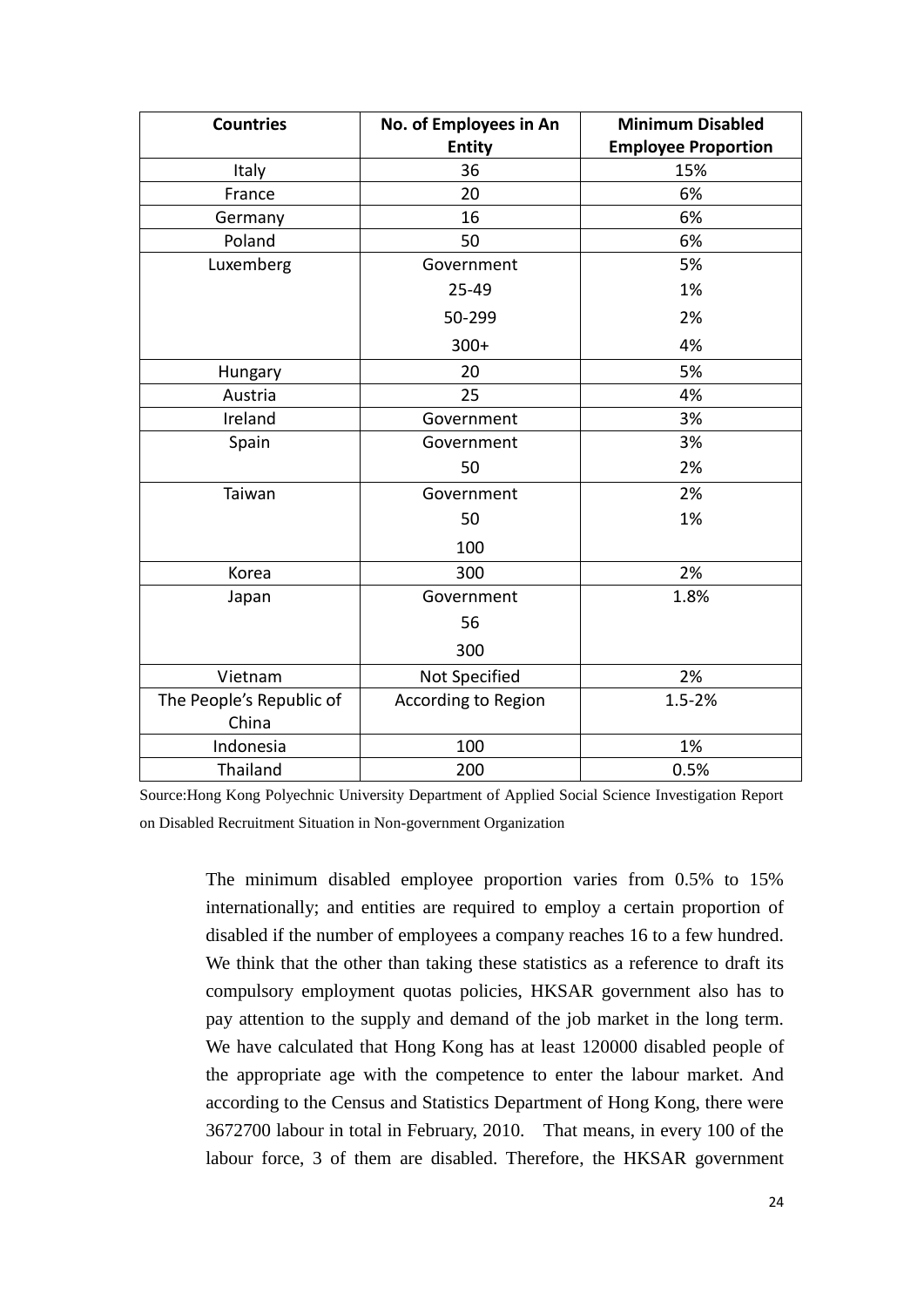| Countries | No. of Employees in An Entity | Minimum Disabled Employee Proportion |
|---|---|---|
| Italy | 36 | 15% |
| France | 20 | 6% |
| Germany | 16 | 6% |
| Poland | 50 | 6% |
| Luxemberg | Government<br>25-49<br>50-299<br>300+ | 5%<br>1%<br>2%<br>4% |
| Hungary | 20 | 5% |
| Austria | 25 | 4% |
| Ireland | Government | 3% |
| Spain | Government<br>50 | 3%<br>2% |
| Taiwan | Government<br>50<br>100 | 2%<br>1% |
| Korea | 300 | 2% |
| Japan | Government<br>56<br>300 | 1.8% |
| Vietnam | Not Specified | 2% |
| The People's Republic of China | According to Region | 1.5-2% |
| Indonesia | 100 | 1% |
| Thailand | 200 | 0.5% |

Source:Hong Kong Polyechnic University Department of Applied Social Science Investigation Report on Disabled Recruitment Situation in Non-government Organization

The minimum disabled employee proportion varies from 0.5% to 15% internationally; and entities are required to employ a certain proportion of disabled if the number of employees a company reaches 16 to a few hundred. We think that the other than taking these statistics as a reference to draft its compulsory employment quotas policies, HKSAR government also has to pay attention to the supply and demand of the job market in the long term. We have calculated that Hong Kong has at least 120000 disabled people of the appropriate age with the competence to enter the labour market. And according to the Census and Statistics Department of Hong Kong, there were 3672700 labour in total in February, 2010. That means, in every 100 of the labour force, 3 of them are disabled. Therefore, the HKSAR government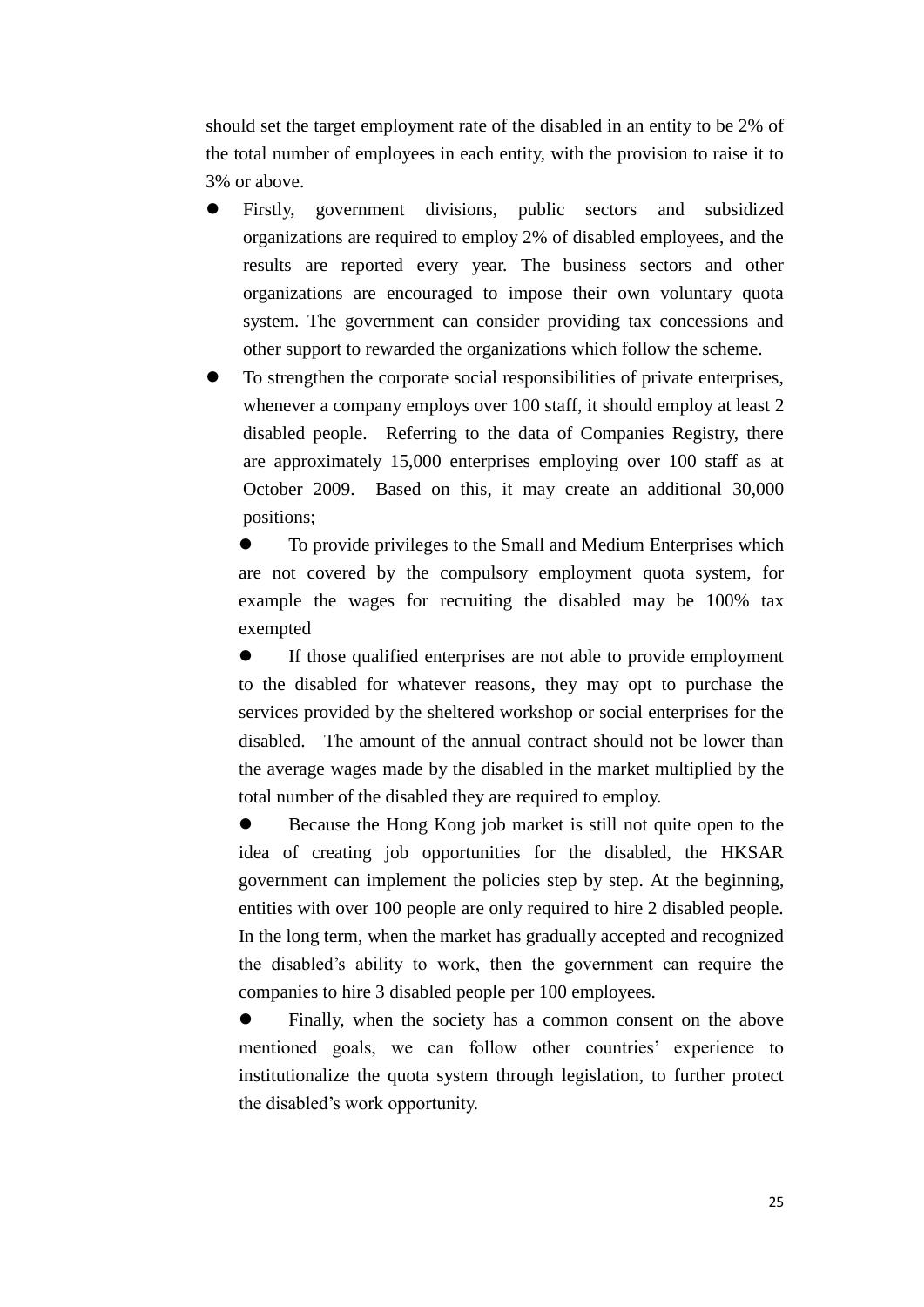should set the target employment rate of the disabled in an entity to be 2% of the total number of employees in each entity, with the provision to raise it to 3% or above.

- Firstly, government divisions, public sectors and subsidized organizations are required to employ 2% of disabled employees, and the results are reported every year. The business sectors and other organizations are encouraged to impose their own voluntary quota system. The government can consider providing tax concessions and other support to rewarded the organizations which follow the scheme.
- To strengthen the corporate social responsibilities of private enterprises, whenever a company employs over 100 staff, it should employ at least 2 disabled people. Referring to the data of Companies Registry, there are approximately 15,000 enterprises employing over 100 staff as at October 2009. Based on this, it may create an additional 30,000 positions;
  - To provide privileges to the Small and Medium Enterprises which are not covered by the compulsory employment quota system, for example the wages for recruiting the disabled may be 100% tax exempted
  - If those qualified enterprises are not able to provide employment to the disabled for whatever reasons, they may opt to purchase the services provided by the sheltered workshop or social enterprises for the disabled. The amount of the annual contract should not be lower than the average wages made by the disabled in the market multiplied by the total number of the disabled they are required to employ.
  - Because the Hong Kong job market is still not quite open to the idea of creating job opportunities for the disabled, the HKSAR government can implement the policies step by step. At the beginning, entities with over 100 people are only required to hire 2 disabled people. In the long term, when the market has gradually accepted and recognized the disabled's ability to work, then the government can require the companies to hire 3 disabled people per 100 employees.
  - Finally, when the society has a common consent on the above mentioned goals, we can follow other countries' experience to institutionalize the quota system through legislation, to further protect the disabled's work opportunity.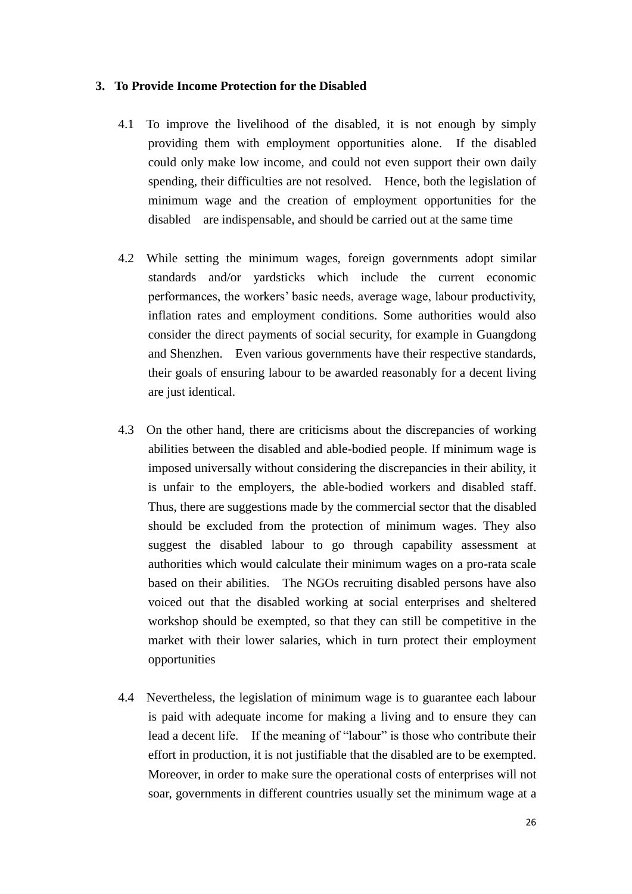### 3. To Provide Income Protection for the Disabled

4.1 To improve the livelihood of the disabled, it is not enough by simply providing them with employment opportunities alone. If the disabled could only make low income, and could not even support their own daily spending, their difficulties are not resolved. Hence, both the legislation of minimum wage and the creation of employment opportunities for the disabled are indispensable, and should be carried out at the same time

4.2 While setting the minimum wages, foreign governments adopt similar standards and/or yardsticks which include the current economic performances, the workers' basic needs, average wage, labour productivity, inflation rates and employment conditions. Some authorities would also consider the direct payments of social security, for example in Guangdong and Shenzhen. Even various governments have their respective standards, their goals of ensuring labour to be awarded reasonably for a decent living are just identical.

4.3 On the other hand, there are criticisms about the discrepancies of working abilities between the disabled and able-bodied people. If minimum wage is imposed universally without considering the discrepancies in their ability, it is unfair to the employers, the able-bodied workers and disabled staff. Thus, there are suggestions made by the commercial sector that the disabled should be excluded from the protection of minimum wages. They also suggest the disabled labour to go through capability assessment at authorities which would calculate their minimum wages on a pro-rata scale based on their abilities. The NGOs recruiting disabled persons have also voiced out that the disabled working at social enterprises and sheltered workshop should be exempted, so that they can still be competitive in the market with their lower salaries, which in turn protect their employment opportunities

4.4 Nevertheless, the legislation of minimum wage is to guarantee each labour is paid with adequate income for making a living and to ensure they can lead a decent life. If the meaning of "labour" is those who contribute their effort in production, it is not justifiable that the disabled are to be exempted. Moreover, in order to make sure the operational costs of enterprises will not soar, governments in different countries usually set the minimum wage at a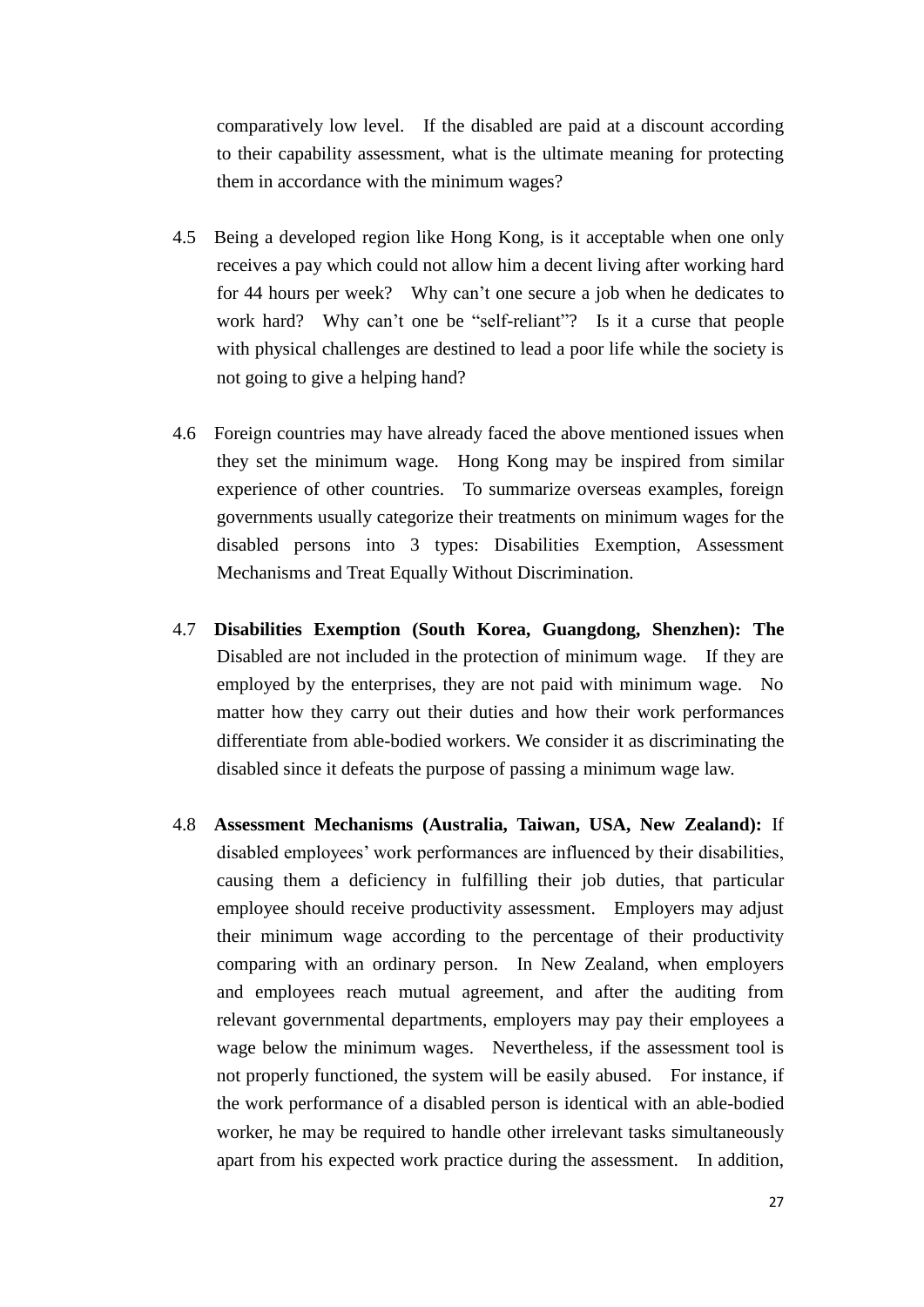comparatively low level. If the disabled are paid at a discount according to their capability assessment, what is the ultimate meaning for protecting them in accordance with the minimum wages?

4.5 Being a developed region like Hong Kong, is it acceptable when one only receives a pay which could not allow him a decent living after working hard for 44 hours per week? Why can't one secure a job when he dedicates to work hard? Why can't one be "self-reliant"? Is it a curse that people with physical challenges are destined to lead a poor life while the society is not going to give a helping hand?

4.6 Foreign countries may have already faced the above mentioned issues when they set the minimum wage. Hong Kong may be inspired from similar experience of other countries. To summarize overseas examples, foreign governments usually categorize their treatments on minimum wages for the disabled persons into 3 types: Disabilities Exemption, Assessment Mechanisms and Treat Equally Without Discrimination.

4.7 **Disabilities Exemption (South Korea, Guangdong, Shenzhen): The** Disabled are not included in the protection of minimum wage. If they are employed by the enterprises, they are not paid with minimum wage. No matter how they carry out their duties and how their work performances differentiate from able-bodied workers. We consider it as discriminating the disabled since it defeats the purpose of passing a minimum wage law.

4.8 **Assessment Mechanisms (Australia, Taiwan, USA, New Zealand):** If disabled employees' work performances are influenced by their disabilities, causing them a deficiency in fulfilling their job duties, that particular employee should receive productivity assessment. Employers may adjust their minimum wage according to the percentage of their productivity comparing with an ordinary person. In New Zealand, when employers and employees reach mutual agreement, and after the auditing from relevant governmental departments, employers may pay their employees a wage below the minimum wages. Nevertheless, if the assessment tool is not properly functioned, the system will be easily abused. For instance, if the work performance of a disabled person is identical with an able-bodied worker, he may be required to handle other irrelevant tasks simultaneously apart from his expected work practice during the assessment. In addition,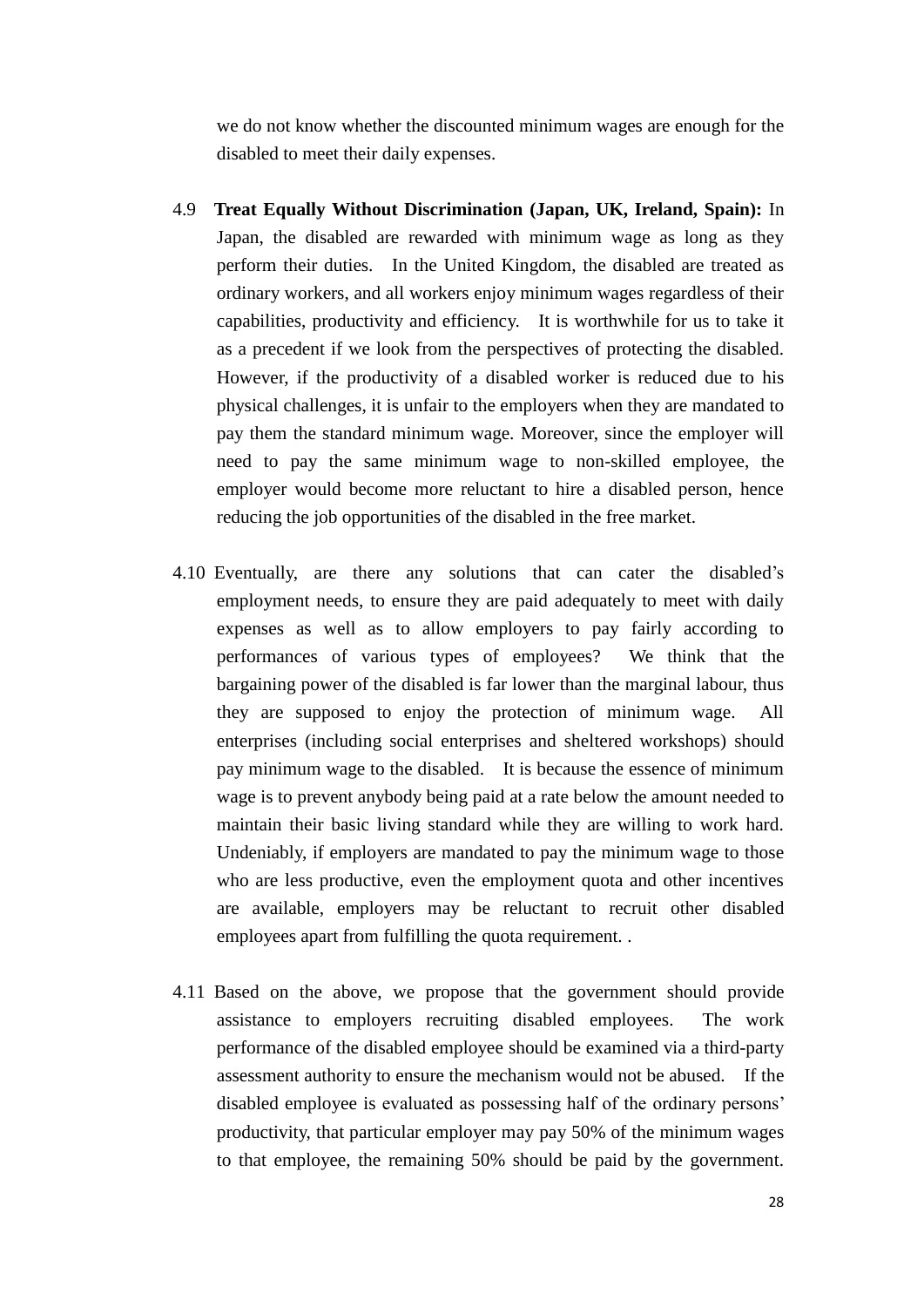we do not know whether the discounted minimum wages are enough for the disabled to meet their daily expenses.

4.9 **Treat Equally Without Discrimination (Japan, UK, Ireland, Spain):** In Japan, the disabled are rewarded with minimum wage as long as they perform their duties. In the United Kingdom, the disabled are treated as ordinary workers, and all workers enjoy minimum wages regardless of their capabilities, productivity and efficiency. It is worthwhile for us to take it as a precedent if we look from the perspectives of protecting the disabled. However, if the productivity of a disabled worker is reduced due to his physical challenges, it is unfair to the employers when they are mandated to pay them the standard minimum wage. Moreover, since the employer will need to pay the same minimum wage to non-skilled employee, the employer would become more reluctant to hire a disabled person, hence reducing the job opportunities of the disabled in the free market.

4.10 Eventually, are there any solutions that can cater the disabled's employment needs, to ensure they are paid adequately to meet with daily expenses as well as to allow employers to pay fairly according to performances of various types of employees? We think that the bargaining power of the disabled is far lower than the marginal labour, thus they are supposed to enjoy the protection of minimum wage. All enterprises (including social enterprises and sheltered workshops) should pay minimum wage to the disabled. It is because the essence of minimum wage is to prevent anybody being paid at a rate below the amount needed to maintain their basic living standard while they are willing to work hard. Undeniably, if employers are mandated to pay the minimum wage to those who are less productive, even the employment quota and other incentives are available, employers may be reluctant to recruit other disabled employees apart from fulfilling the quota requirement. .

4.11 Based on the above, we propose that the government should provide assistance to employers recruiting disabled employees. The work performance of the disabled employee should be examined via a third-party assessment authority to ensure the mechanism would not be abused. If the disabled employee is evaluated as possessing half of the ordinary persons' productivity, that particular employer may pay 50% of the minimum wages to that employee, the remaining 50% should be paid by the government.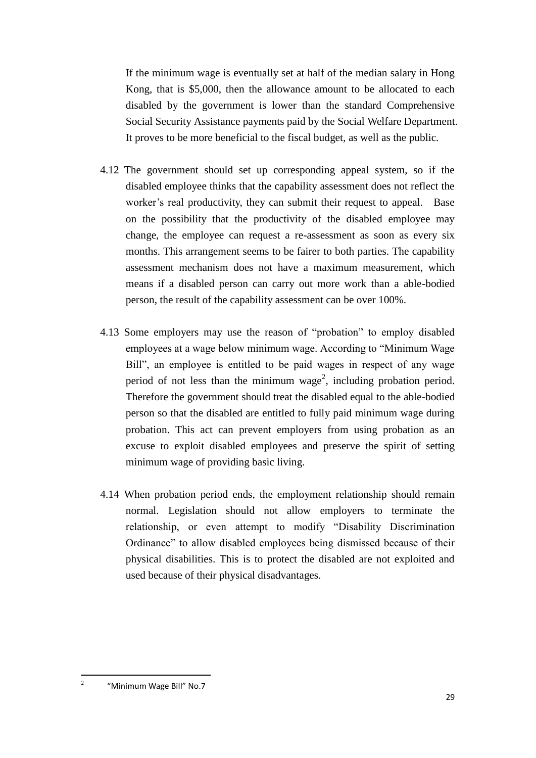If the minimum wage is eventually set at half of the median salary in Hong Kong, that is $5,000, then the allowance amount to be allocated to each disabled by the government is lower than the standard Comprehensive Social Security Assistance payments paid by the Social Welfare Department. It proves to be more beneficial to the fiscal budget, as well as the public.

4.12 The government should set up corresponding appeal system, so if the disabled employee thinks that the capability assessment does not reflect the worker's real productivity, they can submit their request to appeal. Base on the possibility that the productivity of the disabled employee may change, the employee can request a re-assessment as soon as every six months. This arrangement seems to be fairer to both parties. The capability assessment mechanism does not have a maximum measurement, which means if a disabled person can carry out more work than a able-bodied person, the result of the capability assessment can be over 100%.

4.13 Some employers may use the reason of "probation" to employ disabled employees at a wage below minimum wage. According to "Minimum Wage Bill", an employee is entitled to be paid wages in respect of any wage period of not less than the minimum wage[2], including probation period. Therefore the government should treat the disabled equal to the able-bodied person so that the disabled are entitled to fully paid minimum wage during probation. This act can prevent employers from using probation as an excuse to exploit disabled employees and preserve the spirit of setting minimum wage of providing basic living.

4.14 When probation period ends, the employment relationship should remain normal. Legislation should not allow employers to terminate the relationship, or even attempt to modify "Disability Discrimination Ordinance" to allow disabled employees being dismissed because of their physical disabilities. This is to protect the disabled are not exploited and used because of their physical disadvantages.

---

[2] "Minimum Wage Bill" No.7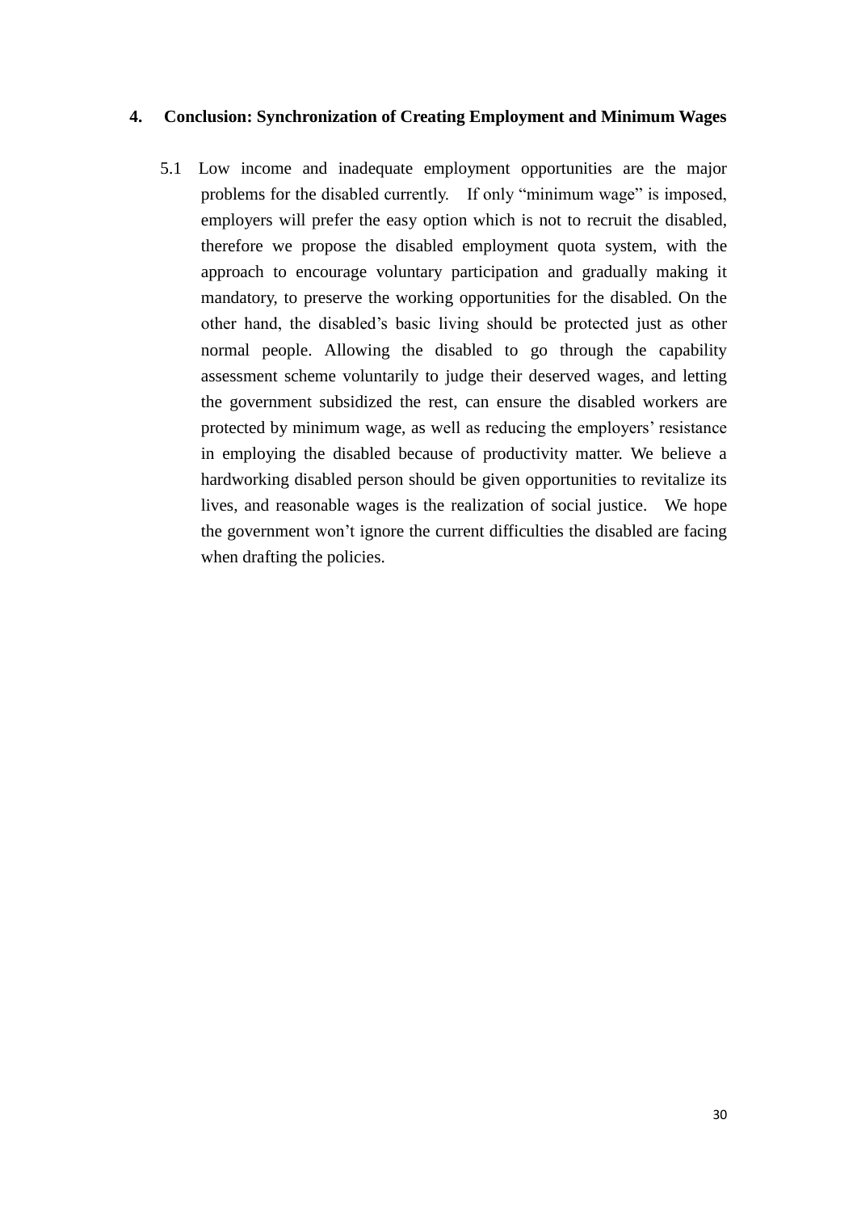## 4. Conclusion: Synchronization of Creating Employment and Minimum Wages

5.1 Low income and inadequate employment opportunities are the major problems for the disabled currently. If only "minimum wage" is imposed, employers will prefer the easy option which is not to recruit the disabled, therefore we propose the disabled employment quota system, with the approach to encourage voluntary participation and gradually making it mandatory, to preserve the working opportunities for the disabled. On the other hand, the disabled's basic living should be protected just as other normal people. Allowing the disabled to go through the capability assessment scheme voluntarily to judge their deserved wages, and letting the government subsidized the rest, can ensure the disabled workers are protected by minimum wage, as well as reducing the employers' resistance in employing the disabled because of productivity matter. We believe a hardworking disabled person should be given opportunities to revitalize its lives, and reasonable wages is the realization of social justice. We hope the government won't ignore the current difficulties the disabled are facing when drafting the policies.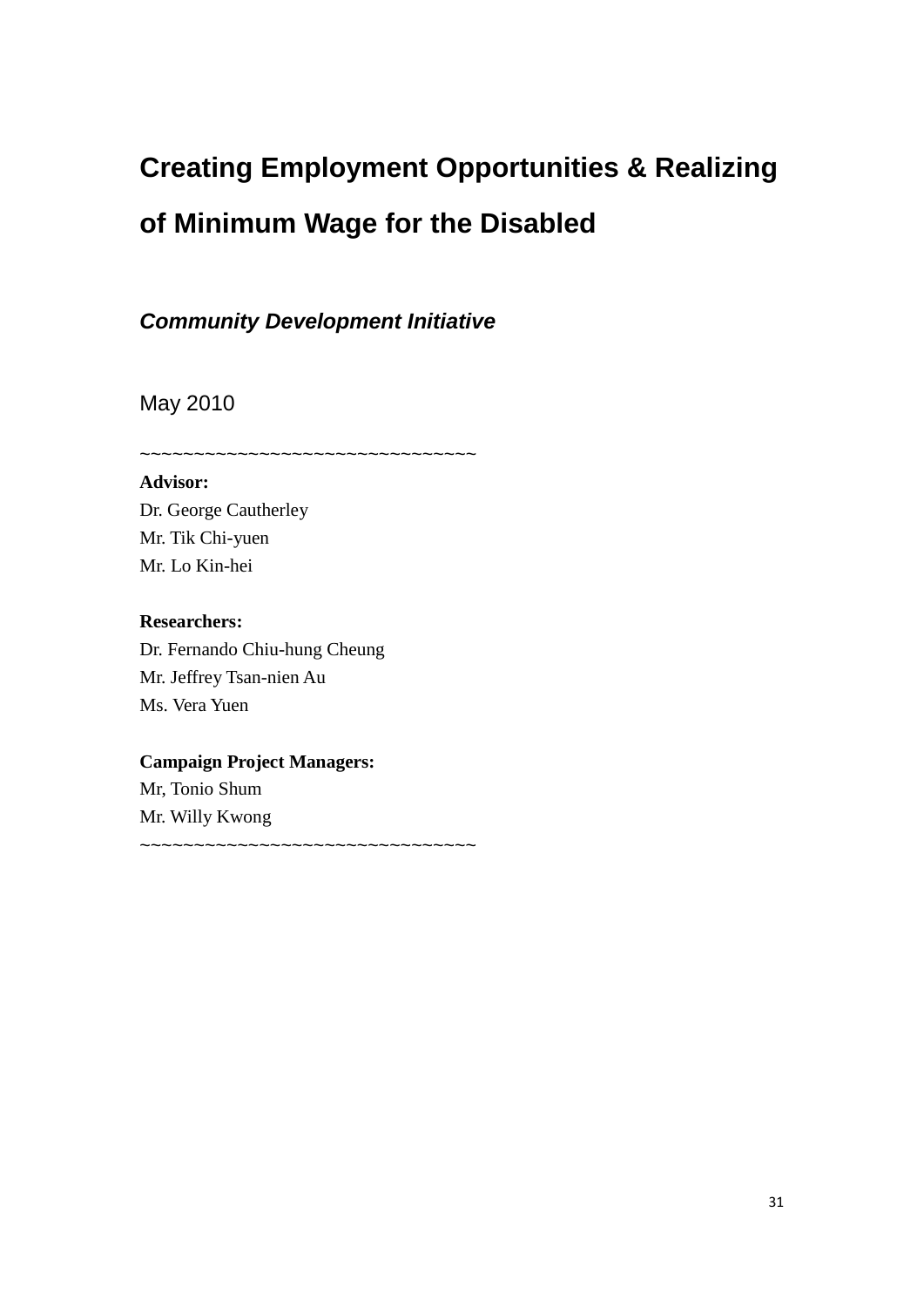# Creating Employment Opportunities & Realizing of Minimum Wage for the Disabled

***Community Development Initiative***

May 2010

~~~~~~~~~~~~~~~~~~~~~~~~~~~~~~~~~~

**Advisor:**
Dr. George Cautherley
Mr. Tik Chi-yuen
Mr. Lo Kin-hei

**Researchers:**
Dr. Fernando Chiu-hung Cheung
Mr. Jeffrey Tsan-nien Au
Ms. Vera Yuen

**Campaign Project Managers:**
Mr, Tonio Shum
Mr. Willy Kwong

~~~~~~~~~~~~~~~~~~~~~~~~~~~~~~~~~~